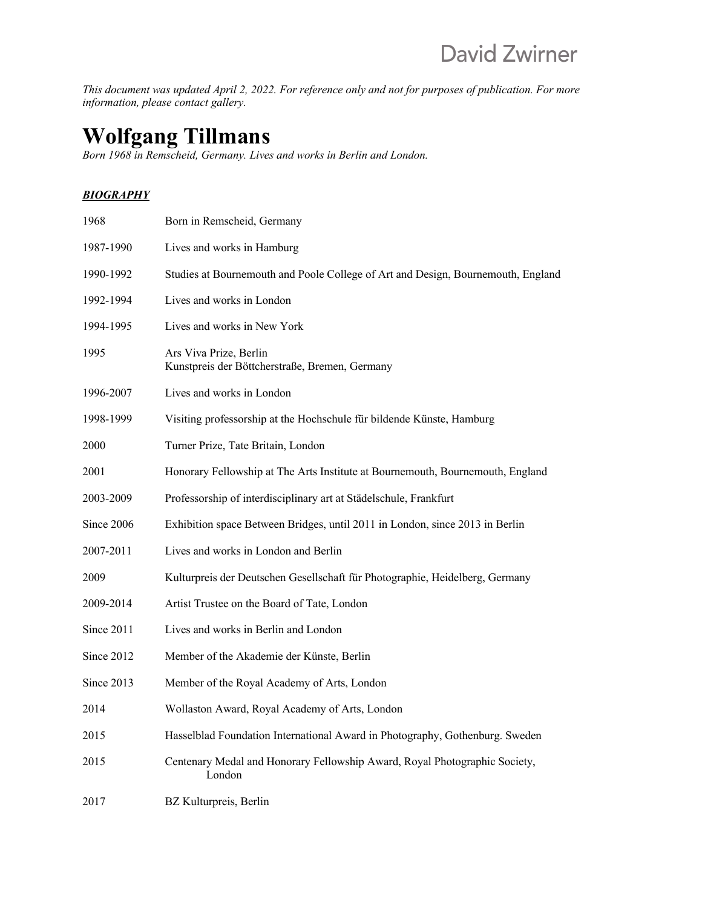David Zwirner

*This document was updated April 2, 2022. For reference only and not for purposes of publication. For more information, please contact gallery.*

# Wolfgang Tillmans

*Born 1968 in Remscheid, Germany. Lives and works in Berlin and London.*

***BIOGRAPHY***

| | |
|---|---|
| 1968 | Born in Remscheid, Germany |
| 1987-1990 | Lives and works in Hamburg |
| 1990-1992 | Studies at Bournemouth and Poole College of Art and Design, Bournemouth, England |
| 1992-1994 | Lives and works in London |
| 1994-1995 | Lives and works in New York |
| 1995 | Ars Viva Prize, Berlin<br>Kunstpreis der Böttcherstraße, Bremen, Germany |
| 1996-2007 | Lives and works in London |
| 1998-1999 | Visiting professorship at the Hochschule für bildende Künste, Hamburg |
| 2000 | Turner Prize, Tate Britain, London |
| 2001 | Honorary Fellowship at The Arts Institute at Bournemouth, Bournemouth, England |
| 2003-2009 | Professorship of interdisciplinary art at Städelschule, Frankfurt |
| Since 2006 | Exhibition space Between Bridges, until 2011 in London, since 2013 in Berlin |
| 2007-2011 | Lives and works in London and Berlin |
| 2009 | Kulturpreis der Deutschen Gesellschaft für Photographie, Heidelberg, Germany |
| 2009-2014 | Artist Trustee on the Board of Tate, London |
| Since 2011 | Lives and works in Berlin and London |
| Since 2012 | Member of the Akademie der Künste, Berlin |
| Since 2013 | Member of the Royal Academy of Arts, London |
| 2014 | Wollaston Award, Royal Academy of Arts, London |
| 2015 | Hasselblad Foundation International Award in Photography, Gothenburg. Sweden |
| 2015 | Centenary Medal and Honorary Fellowship Award, Royal Photographic Society, London |
| 2017 | BZ Kulturpreis, Berlin |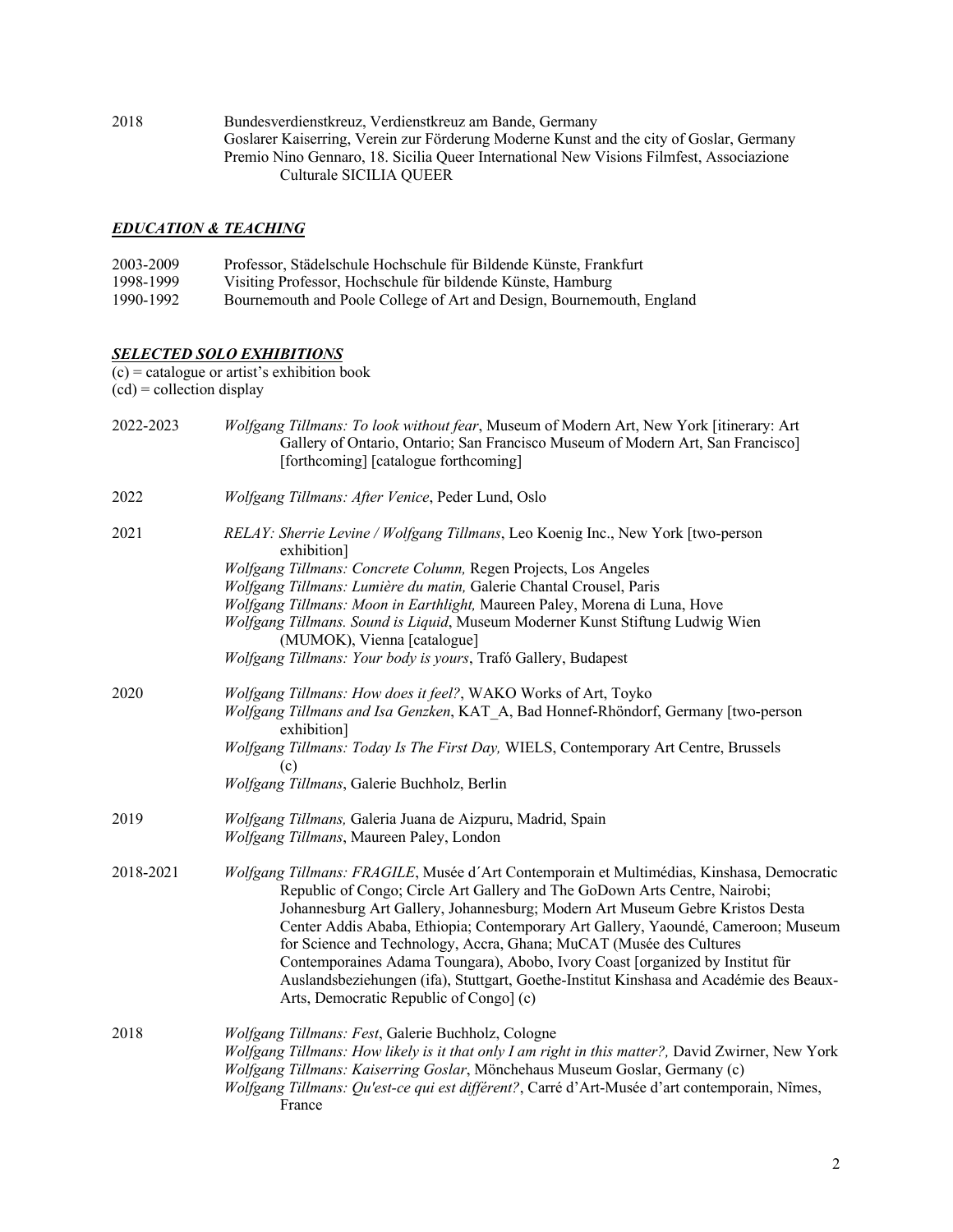2018 Bundesverdienstkreuz, Verdienstkreuz am Bande, Germany
Goslarer Kaiserring, Verein zur Förderung Moderne Kunst and the city of Goslar, Germany
Premio Nino Gennaro, 18. Sicilia Queer International New Visions Filmfest, Associazione Culturale SICILIA QUEER

## ***EDUCATION & TEACHING***

2003-2009 Professor, Städelschule Hochschule für Bildende Künste, Frankfurt
1998-1999 Visiting Professor, Hochschule für bildende Künste, Hamburg
1990-1992 Bournemouth and Poole College of Art and Design, Bournemouth, England

## ***SELECTED SOLO EXHIBITIONS***

(c) = catalogue or artist's exhibition book
(cd) = collection display

2022-2023 *Wolfgang Tillmans: To look without fear*, Museum of Modern Art, New York [itinerary: Art Gallery of Ontario, Ontario; San Francisco Museum of Modern Art, San Francisco] [forthcoming] [catalogue forthcoming]

2022 *Wolfgang Tillmans: After Venice*, Peder Lund, Oslo

2021 *RELAY: Sherrie Levine / Wolfgang Tillmans*, Leo Koenig Inc., New York [two-person exhibition]
*Wolfgang Tillmans: Concrete Column,* Regen Projects, Los Angeles
*Wolfgang Tillmans: Lumière du matin,* Galerie Chantal Crousel, Paris
*Wolfgang Tillmans: Moon in Earthlight,* Maureen Paley, Morena di Luna, Hove
*Wolfgang Tillmans. Sound is Liquid*, Museum Moderner Kunst Stiftung Ludwig Wien (MUMOK), Vienna [catalogue]
*Wolfgang Tillmans: Your body is yours*, Trafó Gallery, Budapest

2020 *Wolfgang Tillmans: How does it feel?*, WAKO Works of Art, Toyko
*Wolfgang Tillmans and Isa Genzken*, KAT_A, Bad Honnef-Rhöndorf, Germany [two-person exhibition]
*Wolfgang Tillmans: Today Is The First Day,* WIELS, Contemporary Art Centre, Brussels (c)
*Wolfgang Tillmans*, Galerie Buchholz, Berlin

2019 *Wolfgang Tillmans,* Galeria Juana de Aizpuru, Madrid, Spain
*Wolfgang Tillmans*, Maureen Paley, London

2018-2021 *Wolfgang Tillmans: FRAGILE*, Musée d´Art Contemporain et Multimédias, Kinshasa, Democratic Republic of Congo; Circle Art Gallery and The GoDown Arts Centre, Nairobi; Johannesburg Art Gallery, Johannesburg; Modern Art Museum Gebre Kristos Desta Center Addis Ababa, Ethiopia; Contemporary Art Gallery, Yaoundé, Cameroon; Museum for Science and Technology, Accra, Ghana; MuCAT (Musée des Cultures Contemporaines Adama Toungara), Abobo, Ivory Coast [organized by Institut für Auslandsbeziehungen (ifa), Stuttgart, Goethe-Institut Kinshasa and Académie des Beaux-Arts, Democratic Republic of Congo] (c)

2018 *Wolfgang Tillmans: Fest*, Galerie Buchholz, Cologne
*Wolfgang Tillmans: How likely is it that only I am right in this matter?,* David Zwirner, New York
*Wolfgang Tillmans: Kaiserring Goslar*, Mönchehaus Museum Goslar, Germany (c)
*Wolfgang Tillmans: Qu'est-ce qui est différent?*, Carré d'Art-Musée d'art contemporain, Nîmes, France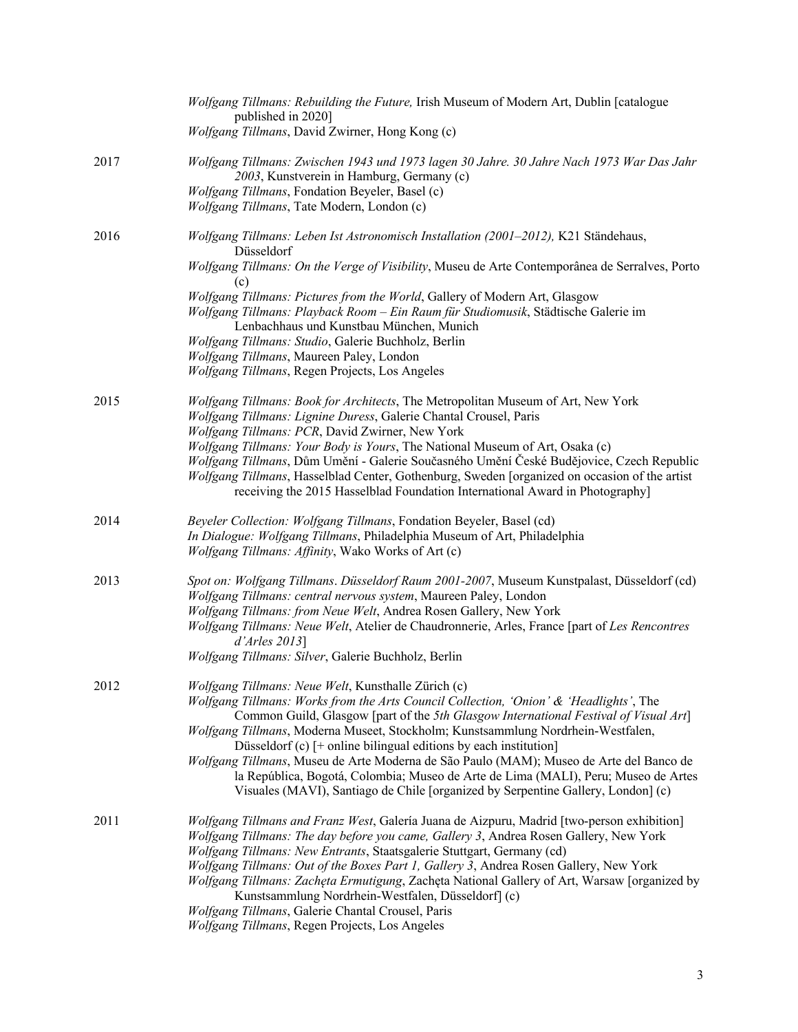*Wolfgang Tillmans: Rebuilding the Future,* Irish Museum of Modern Art, Dublin [catalogue published in 2020]
*Wolfgang Tillmans*, David Zwirner, Hong Kong (c)

2017
*Wolfgang Tillmans: Zwischen 1943 und 1973 lagen 30 Jahre. 30 Jahre Nach 1973 War Das Jahr 2003*, Kunstverein in Hamburg, Germany (c)
*Wolfgang Tillmans*, Fondation Beyeler, Basel (c)
*Wolfgang Tillmans*, Tate Modern, London (c)

2016
*Wolfgang Tillmans: Leben Ist Astronomisch Installation (2001–2012),* K21 Ständehaus, Düsseldorf
*Wolfgang Tillmans: On the Verge of Visibility*, Museu de Arte Contemporânea de Serralves, Porto (c)
*Wolfgang Tillmans: Pictures from the World*, Gallery of Modern Art, Glasgow
*Wolfgang Tillmans: Playback Room – Ein Raum für Studiomusik*, Städtische Galerie im Lenbachhaus und Kunstbau München, Munich
*Wolfgang Tillmans: Studio*, Galerie Buchholz, Berlin
*Wolfgang Tillmans*, Maureen Paley, London
*Wolfgang Tillmans*, Regen Projects, Los Angeles

2015
*Wolfgang Tillmans: Book for Architects*, The Metropolitan Museum of Art, New York
*Wolfgang Tillmans: Lignine Duress*, Galerie Chantal Crousel, Paris
*Wolfgang Tillmans: PCR*, David Zwirner, New York
*Wolfgang Tillmans: Your Body is Yours*, The National Museum of Art, Osaka (c)
*Wolfgang Tillmans*, Dům Umění - Galerie Současného Umění České Budějovice, Czech Republic
*Wolfgang Tillmans*, Hasselblad Center, Gothenburg, Sweden [organized on occasion of the artist receiving the 2015 Hasselblad Foundation International Award in Photography]

2014
*Beyeler Collection: Wolfgang Tillmans*, Fondation Beyeler, Basel (cd)
*In Dialogue: Wolfgang Tillmans*, Philadelphia Museum of Art, Philadelphia
*Wolfgang Tillmans: Affinity*, Wako Works of Art (c)

2013
*Spot on: Wolfgang Tillmans*. *Düsseldorf Raum 2001-2007*, Museum Kunstpalast, Düsseldorf (cd)
*Wolfgang Tillmans: central nervous system*, Maureen Paley, London
*Wolfgang Tillmans: from Neue Welt*, Andrea Rosen Gallery, New York
*Wolfgang Tillmans: Neue Welt*, Atelier de Chaudronnerie, Arles, France [part of *Les Rencontres d'Arles 2013*]
*Wolfgang Tillmans: Silver*, Galerie Buchholz, Berlin

2012
*Wolfgang Tillmans: Neue Welt*, Kunsthalle Zürich (c)
*Wolfgang Tillmans: Works from the Arts Council Collection, 'Onion' & 'Headlights'*, The Common Guild, Glasgow [part of the *5th Glasgow International Festival of Visual Art*]
*Wolfgang Tillmans*, Moderna Museet, Stockholm; Kunstsammlung Nordrhein-Westfalen, Düsseldorf (c) [+ online bilingual editions by each institution]
*Wolfgang Tillmans*, Museu de Arte Moderna de São Paulo (MAM); Museo de Arte del Banco de la República, Bogotá, Colombia; Museo de Arte de Lima (MALI), Peru; Museo de Artes Visuales (MAVI), Santiago de Chile [organized by Serpentine Gallery, London] (c)

2011
*Wolfgang Tillmans and Franz West*, Galería Juana de Aizpuru, Madrid [two-person exhibition]
*Wolfgang Tillmans: The day before you came, Gallery 3*, Andrea Rosen Gallery, New York
*Wolfgang Tillmans: New Entrants*, Staatsgalerie Stuttgart, Germany (cd)
*Wolfgang Tillmans: Out of the Boxes Part 1, Gallery 3*, Andrea Rosen Gallery, New York
*Wolfgang Tillmans: Zachęta Ermutigung*, Zachęta National Gallery of Art, Warsaw [organized by Kunstsammlung Nordrhein-Westfalen, Düsseldorf] (c)
*Wolfgang Tillmans*, Galerie Chantal Crousel, Paris
*Wolfgang Tillmans*, Regen Projects, Los Angeles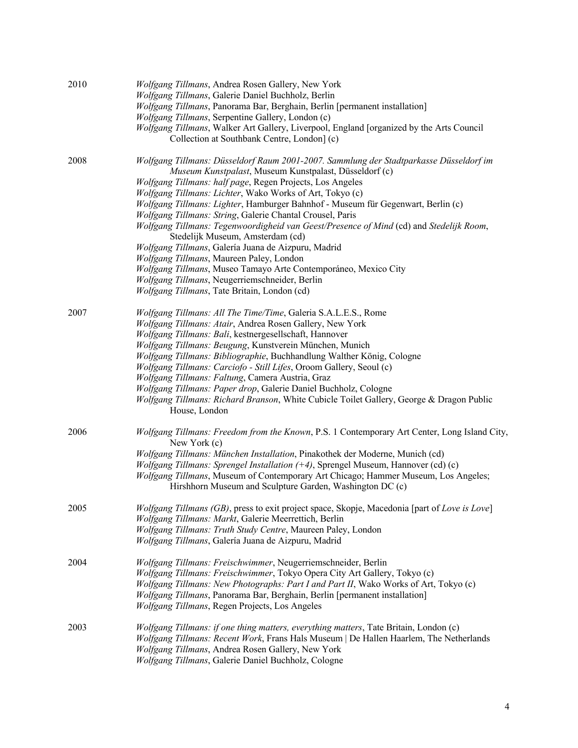2010

*Wolfgang Tillmans*, Andrea Rosen Gallery, New York
*Wolfgang Tillmans*, Galerie Daniel Buchholz, Berlin
*Wolfgang Tillmans*, Panorama Bar, Berghain, Berlin [permanent installation]
*Wolfgang Tillmans*, Serpentine Gallery, London (c)
*Wolfgang Tillmans*, Walker Art Gallery, Liverpool, England [organized by the Arts Council Collection at Southbank Centre, London] (c)

2008

*Wolfgang Tillmans: Düsseldorf Raum 2001-2007. Sammlung der Stadtparkasse Düsseldorf im Museum Kunstpalast*, Museum Kunstpalast, Düsseldorf (c)
*Wolfgang Tillmans: half page*, Regen Projects, Los Angeles
*Wolfgang Tillmans: Lichter*, Wako Works of Art, Tokyo (c)
*Wolfgang Tillmans: Lighter*, Hamburger Bahnhof - Museum für Gegenwart, Berlin (c)
*Wolfgang Tillmans: String*, Galerie Chantal Crousel, Paris
*Wolfgang Tillmans: Tegenwoordigheid van Geest/Presence of Mind* (cd) and *Stedelijk Room*, Stedelijk Museum, Amsterdam (cd)
*Wolfgang Tillmans*, Galería Juana de Aizpuru, Madrid
*Wolfgang Tillmans*, Maureen Paley, London
*Wolfgang Tillmans*, Museo Tamayo Arte Contemporáneo, Mexico City
*Wolfgang Tillmans*, Neugerriemschneider, Berlin
*Wolfgang Tillmans*, Tate Britain, London (cd)

2007

*Wolfgang Tillmans: All The Time/Time*, Galeria S.A.L.E.S., Rome
*Wolfgang Tillmans: Atair*, Andrea Rosen Gallery, New York
*Wolfgang Tillmans: Bali*, kestnergesellschaft, Hannover
*Wolfgang Tillmans: Beugung*, Kunstverein München, Munich
*Wolfgang Tillmans: Bibliographie*, Buchhandlung Walther König, Cologne
*Wolfgang Tillmans: Carciofo - Still Lifes*, Oroom Gallery, Seoul (c)
*Wolfgang Tillmans: Faltung*, Camera Austria, Graz
*Wolfgang Tillmans: Paper drop*, Galerie Daniel Buchholz, Cologne
*Wolfgang Tillmans: Richard Branson*, White Cubicle Toilet Gallery, George & Dragon Public House, London

2006

*Wolfgang Tillmans: Freedom from the Known*, P.S. 1 Contemporary Art Center, Long Island City, New York (c)
*Wolfgang Tillmans: München Installation*, Pinakothek der Moderne, Munich (cd)
*Wolfgang Tillmans: Sprengel Installation (+4)*, Sprengel Museum, Hannover (cd) (c)
*Wolfgang Tillmans*, Museum of Contemporary Art Chicago; Hammer Museum, Los Angeles; Hirshhorn Museum and Sculpture Garden, Washington DC (c)

2005

*Wolfgang Tillmans (GB)*, press to exit project space, Skopje, Macedonia [part of *Love is Love*]
*Wolfgang Tillmans: Markt*, Galerie Meerrettich, Berlin
*Wolfgang Tillmans: Truth Study Centre*, Maureen Paley, London
*Wolfgang Tillmans*, Galería Juana de Aizpuru, Madrid

2004

*Wolfgang Tillmans: Freischwimmer*, Neugerriemschneider, Berlin
*Wolfgang Tillmans: Freischwimmer*, Tokyo Opera City Art Gallery, Tokyo (c)
*Wolfgang Tillmans: New Photographs: Part I and Part II*, Wako Works of Art, Tokyo (c)
*Wolfgang Tillmans*, Panorama Bar, Berghain, Berlin [permanent installation]
*Wolfgang Tillmans*, Regen Projects, Los Angeles

2003

*Wolfgang Tillmans: if one thing matters, everything matters*, Tate Britain, London (c)
*Wolfgang Tillmans: Recent Work*, Frans Hals Museum | De Hallen Haarlem, The Netherlands
*Wolfgang Tillmans*, Andrea Rosen Gallery, New York
*Wolfgang Tillmans*, Galerie Daniel Buchholz, Cologne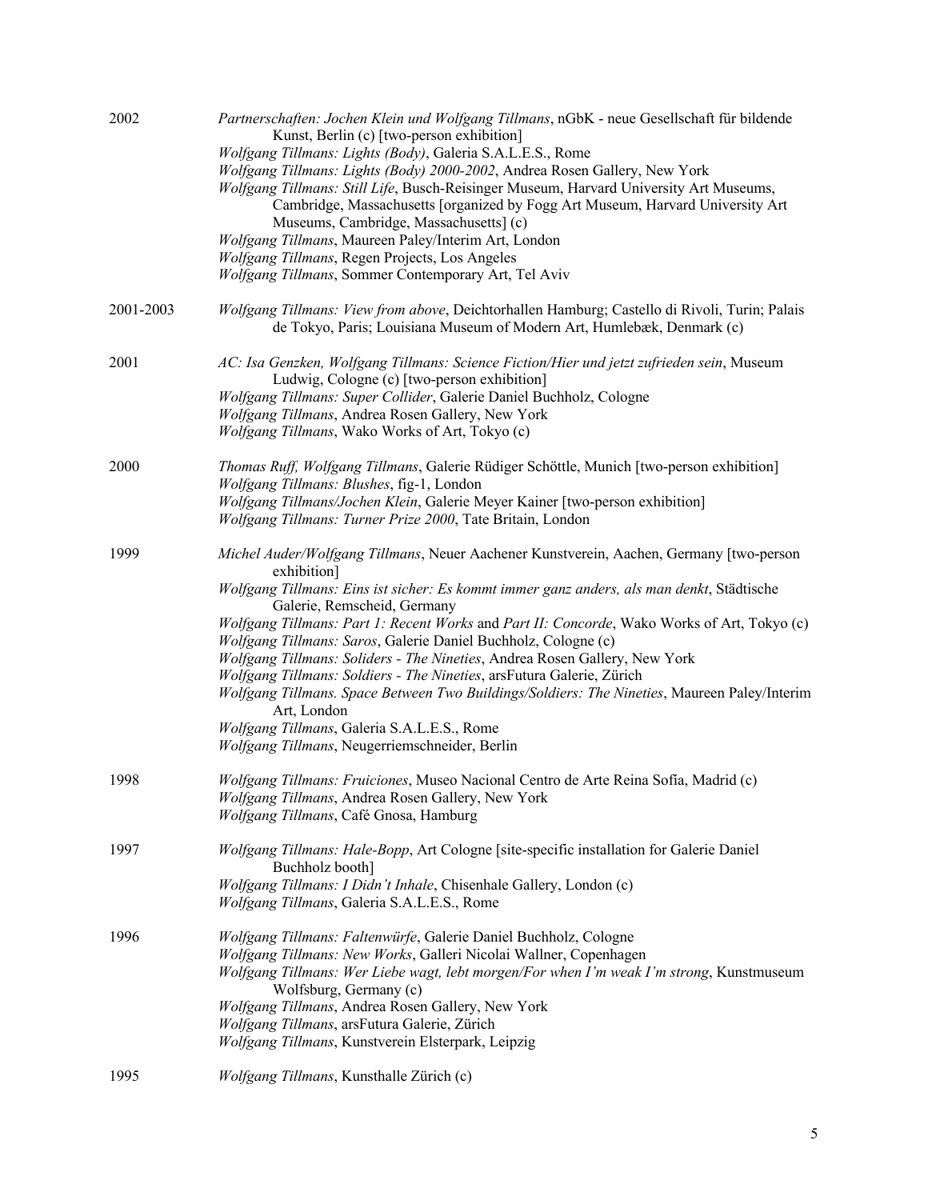2002

*Partnerschaften: Jochen Klein und Wolfgang Tillmans*, nGbK - neue Gesellschaft für bildende Kunst, Berlin (c) [two-person exhibition]
*Wolfgang Tillmans: Lights (Body)*, Galeria S.A.L.E.S., Rome
*Wolfgang Tillmans: Lights (Body) 2000-2002*, Andrea Rosen Gallery, New York
*Wolfgang Tillmans: Still Life*, Busch-Reisinger Museum, Harvard University Art Museums, Cambridge, Massachusetts [organized by Fogg Art Museum, Harvard University Art Museums, Cambridge, Massachusetts] (c)
*Wolfgang Tillmans*, Maureen Paley/Interim Art, London
*Wolfgang Tillmans*, Regen Projects, Los Angeles
*Wolfgang Tillmans*, Sommer Contemporary Art, Tel Aviv

2001-2003

*Wolfgang Tillmans: View from above*, Deichtorhallen Hamburg; Castello di Rivoli, Turin; Palais de Tokyo, Paris; Louisiana Museum of Modern Art, Humlebæk, Denmark (c)

2001

*AC: Isa Genzken, Wolfgang Tillmans: Science Fiction/Hier und jetzt zufrieden sein*, Museum Ludwig, Cologne (c) [two-person exhibition]
*Wolfgang Tillmans: Super Collider*, Galerie Daniel Buchholz, Cologne
*Wolfgang Tillmans*, Andrea Rosen Gallery, New York
*Wolfgang Tillmans*, Wako Works of Art, Tokyo (c)

2000

*Thomas Ruff, Wolfgang Tillmans*, Galerie Rüdiger Schöttle, Munich [two-person exhibition]
*Wolfgang Tillmans: Blushes*, fig-1, London
*Wolfgang Tillmans/Jochen Klein*, Galerie Meyer Kainer [two-person exhibition]
*Wolfgang Tillmans: Turner Prize 2000*, Tate Britain, London

1999

*Michel Auder/Wolfgang Tillmans*, Neuer Aachener Kunstverein, Aachen, Germany [two-person exhibition]
*Wolfgang Tillmans: Eins ist sicher: Es kommt immer ganz anders, als man denkt*, Städtische Galerie, Remscheid, Germany
*Wolfgang Tillmans: Part 1: Recent Works* and *Part II: Concorde*, Wako Works of Art, Tokyo (c)
*Wolfgang Tillmans: Saros*, Galerie Daniel Buchholz, Cologne (c)
*Wolfgang Tillmans: Soliders - The Nineties*, Andrea Rosen Gallery, New York
*Wolfgang Tillmans: Soldiers - The Nineties*, arsFutura Galerie, Zürich
*Wolfgang Tillmans. Space Between Two Buildings/Soldiers: The Nineties*, Maureen Paley/Interim Art, London
*Wolfgang Tillmans*, Galeria S.A.L.E.S., Rome
*Wolfgang Tillmans*, Neugerriemschneider, Berlin

1998

*Wolfgang Tillmans: Fruiciones*, Museo Nacional Centro de Arte Reina Sofía, Madrid (c)
*Wolfgang Tillmans*, Andrea Rosen Gallery, New York
*Wolfgang Tillmans*, Café Gnosa, Hamburg

1997

*Wolfgang Tillmans: Hale-Bopp*, Art Cologne [site-specific installation for Galerie Daniel Buchholz booth]
*Wolfgang Tillmans: I Didn't Inhale*, Chisenhale Gallery, London (c)
*Wolfgang Tillmans*, Galeria S.A.L.E.S., Rome

1996

*Wolfgang Tillmans: Faltenwürfe*, Galerie Daniel Buchholz, Cologne
*Wolfgang Tillmans: New Works*, Galleri Nicolai Wallner, Copenhagen
*Wolfgang Tillmans: Wer Liebe wagt, lebt morgen/For when I'm weak I'm strong*, Kunstmuseum Wolfsburg, Germany (c)
*Wolfgang Tillmans*, Andrea Rosen Gallery, New York
*Wolfgang Tillmans*, arsFutura Galerie, Zürich
*Wolfgang Tillmans*, Kunstverein Elsterpark, Leipzig

1995

*Wolfgang Tillmans*, Kunsthalle Zürich (c)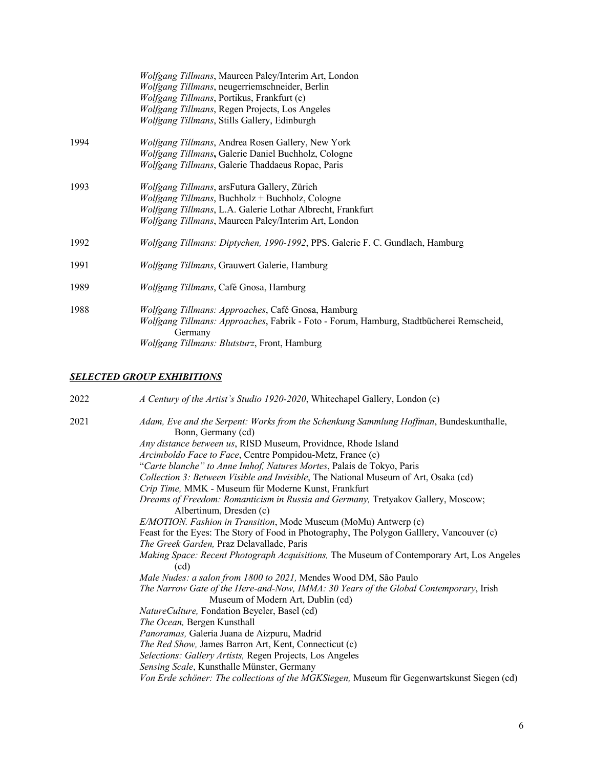*Wolfgang Tillmans*, Maureen Paley/Interim Art, London
*Wolfgang Tillmans*, neugerriemschneider, Berlin
*Wolfgang Tillmans*, Portikus, Frankfurt (c)
*Wolfgang Tillmans*, Regen Projects, Los Angeles
*Wolfgang Tillmans*, Stills Gallery, Edinburgh

1994
*Wolfgang Tillmans*, Andrea Rosen Gallery, New York
*Wolfgang Tillmans*, Galerie Daniel Buchholz, Cologne
*Wolfgang Tillmans*, Galerie Thaddaeus Ropac, Paris

1993
*Wolfgang Tillmans*, arsFutura Gallery, Zürich
*Wolfgang Tillmans*, Buchholz + Buchholz, Cologne
*Wolfgang Tillmans*, L.A. Galerie Lothar Albrecht, Frankfurt
*Wolfgang Tillmans*, Maureen Paley/Interim Art, London

1992
*Wolfgang Tillmans: Diptychen, 1990-1992*, PPS. Galerie F. C. Gundlach, Hamburg

1991
*Wolfgang Tillmans*, Grauwert Galerie, Hamburg

1989
*Wolfgang Tillmans*, Café Gnosa, Hamburg

1988
*Wolfgang Tillmans: Approaches*, Café Gnosa, Hamburg
*Wolfgang Tillmans: Approaches*, Fabrik - Foto - Forum, Hamburg, Stadtbücherei Remscheid, Germany
*Wolfgang Tillmans: Blutsturz*, Front, Hamburg

## ***SELECTED GROUP EXHIBITIONS***

2022
*A Century of the Artist's Studio 1920-2020*, Whitechapel Gallery, London (c)

2021
*Adam, Eve and the Serpent: Works from the Schenkung Sammlung Hoffman*, Bundeskunsthalle, Bonn, Germany (cd)
*Any distance between us*, RISD Museum, Providnce, Rhode Island
*Arcimboldo Face to Face*, Centre Pompidou-Metz, France (c)
"*Carte blanche" to Anne Imhof, Natures Mortes*, Palais de Tokyo, Paris
*Collection 3: Between Visible and Invisible*, The National Museum of Art, Osaka (cd)
*Crip Time,* MMK - Museum für Moderne Kunst, Frankfurt
*Dreams of Freedom: Romanticism in Russia and Germany,* Tretyakov Gallery, Moscow; Albertinum, Dresden (c)
*E/MOTION. Fashion in Transition*, Mode Museum (MoMu) Antwerp (c)
Feast for the Eyes: The Story of Food in Photography, The Polygon Galllery, Vancouver (c)
*The Greek Garden,* Praz Delavallade, Paris
*Making Space: Recent Photograph Acquisitions,* The Museum of Contemporary Art, Los Angeles (cd)
*Male Nudes: a salon from 1800 to 2021,* Mendes Wood DM, São Paulo
*The Narrow Gate of the Here-and-Now, IMMA: 30 Years of the Global Contemporary*, Irish Museum of Modern Art, Dublin (cd)
*NatureCulture,* Fondation Beyeler, Basel (cd)
*The Ocean,* Bergen Kunsthall
*Panoramas,* Galería Juana de Aizpuru, Madrid
*The Red Show,* James Barron Art, Kent, Connecticut (c)
*Selections: Gallery Artists,* Regen Projects, Los Angeles
*Sensing Scale*, Kunsthalle Münster, Germany
*Von Erde schöner: The collections of the MGKSiegen,* Museum für Gegenwartskunst Siegen (cd)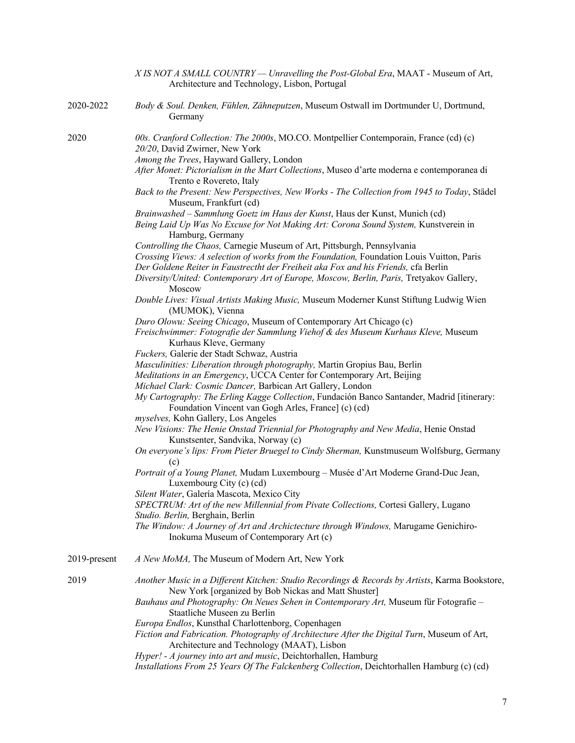*X IS NOT A SMALL COUNTRY — Unravelling the Post-Global Era*, MAAT - Museum of Art, Architecture and Technology, Lisbon, Portugal

**2020-2022**

*Body & Soul. Denken, Fühlen, Zähneputzen*, Museum Ostwall im Dortmunder U, Dortmund, Germany

**2020**

*00s. Cranford Collection: The 2000s*, MO.CO. Montpellier Contemporain, France (cd) (c)
*20/20*, David Zwirner, New York
*Among the Trees*, Hayward Gallery, London
*After Monet: Pictorialism in the Mart Collections*, Museo d'arte moderna e contemporanea di Trento e Rovereto, Italy
*Back to the Present: New Perspectives, New Works - The Collection from 1945 to Today*, Städel Museum, Frankfurt (cd)
*Brainwashed – Sammlung Goetz im Haus der Kunst*, Haus der Kunst, Munich (cd)
*Being Laid Up Was No Excuse for Not Making Art: Corona Sound System,* Kunstverein in Hamburg, Germany
*Controlling the Chaos,* Carnegie Museum of Art, Pittsburgh, Pennsylvania
*Crossing Views: A selection of works from the Foundation,* Foundation Louis Vuitton, Paris
*Der Goldene Reiter in Faustrecht der Freiheit aka Fox and his Friends,* cfa Berlin
*Diversity/United: Contemporary Art of Europe, Moscow, Berlin, Paris,* Tretyakov Gallery, Moscow
*Double Lives: Visual Artists Making Music,* Museum Moderner Kunst Stiftung Ludwig Wien (MUMOK), Vienna
*Duro Olowu: Seeing Chicago*, Museum of Contemporary Art Chicago (c)
*Freischwimmer: Fotografie der Sammlung Viehof & des Museum Kurhaus Kleve,* Museum Kurhaus Kleve, Germany
*Fuckers,* Galerie der Stadt Schwaz, Austria
*Masculinities: Liberation through photography,* Martin Gropius Bau, Berlin
*Meditations in an Emergency*, UCCA Center for Contemporary Art, Beijing
*Michael Clark: Cosmic Dancer,* Barbican Art Gallery, London
*My Cartography: The Erling Kagge Collection*, Fundación Banco Santander, Madrid [itinerary: Foundation Vincent van Gogh Arles, France] (c) (cd)
*myselves,* Kohn Gallery, Los Angeles
*New Visions: The Henie Onstad Triennial for Photography and New Media*, Henie Onstad Kunstsenter, Sandvika, Norway (c)
*On everyone's lips: From Pieter Bruegel to Cindy Sherman,* Kunstmuseum Wolfsburg, Germany (c)
*Portrait of a Young Planet,* Mudam Luxembourg – Musée d'Art Moderne Grand-Duc Jean, Luxembourg City (c) (cd)
*Silent Water*, Galería Mascota, Mexico City
*SPECTRUM: Art of the new Millennial from Pivate Collections,* Cortesi Gallery, Lugano
*Studio. Berlin,* Berghain, Berlin
*The Window: A Journey of Art and Archictecture through Windows,* Marugame Genichiro-Inokuma Museum of Contemporary Art (c)

**2019-present**

*A New MoMA,* The Museum of Modern Art, New York

**2019**

*Another Music in a Different Kitchen: Studio Recordings & Records by Artists*, Karma Bookstore, New York [organized by Bob Nickas and Matt Shuster]
*Bauhaus and Photography: On Neues Sehen in Contemporary Art,* Museum für Fotografie – Staatliche Museen zu Berlin
*Europa Endlos*, Kunsthal Charlottenborg, Copenhagen
*Fiction and Fabrication. Photography of Architecture After the Digital Turn*, Museum of Art, Architecture and Technology (MAAT), Lisbon
*Hyper! - A journey into art and music*, Deichtorhallen, Hamburg
*Installations From 25 Years Of The Falckenberg Collection*, Deichtorhallen Hamburg (c) (cd)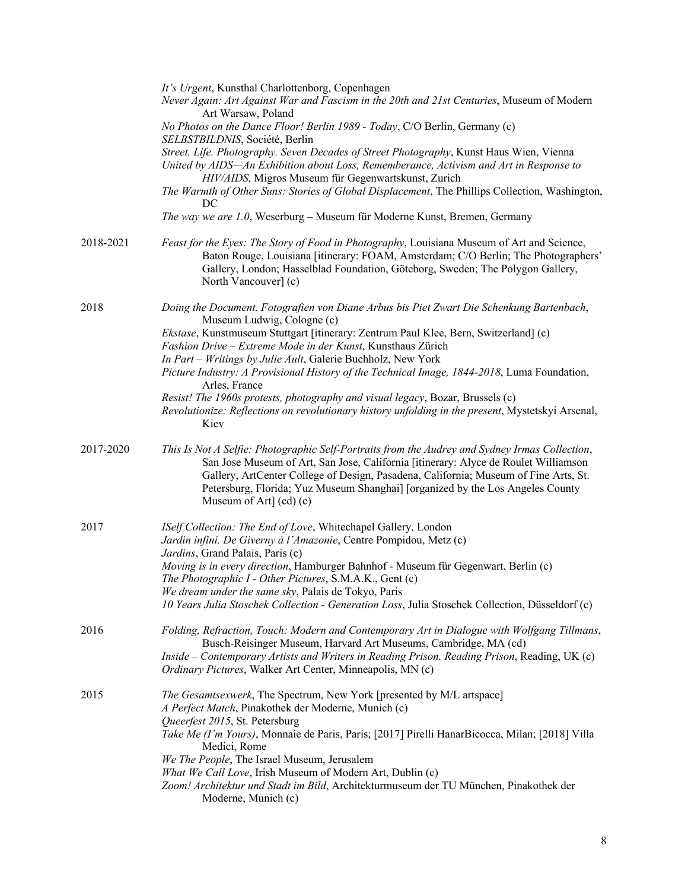*It's Urgent*, Kunsthal Charlottenborg, Copenhagen
*Never Again: Art Against War and Fascism in the 20th and 21st Centuries*, Museum of Modern Art Warsaw, Poland
*No Photos on the Dance Floor! Berlin 1989 - Today*, C/O Berlin, Germany (c)
*SELBSTBILDNIS*, Société, Berlin
*Street. Life. Photography. Seven Decades of Street Photography*, Kunst Haus Wien, Vienna
*United by AIDS—An Exhibition about Loss, Rememberance, Activism and Art in Response to HIV/AIDS*, Migros Museum für Gegenwartskunst, Zurich
*The Warmth of Other Suns: Stories of Global Displacement*, The Phillips Collection, Washington, DC
*The way we are 1.0*, Weserburg – Museum für Moderne Kunst, Bremen, Germany

2018-2021
*Feast for the Eyes: The Story of Food in Photography*, Louisiana Museum of Art and Science, Baton Rouge, Louisiana [itinerary: FOAM, Amsterdam; C/O Berlin; The Photographers' Gallery, London; Hasselblad Foundation, Göteborg, Sweden; The Polygon Gallery, North Vancouver] (c)

2018
*Doing the Document. Fotografien von Diane Arbus bis Piet Zwart Die Schenkung Bartenbach*, Museum Ludwig, Cologne (c)
*Ekstase*, Kunstmuseum Stuttgart [itinerary: Zentrum Paul Klee, Bern, Switzerland] (c)
*Fashion Drive – Extreme Mode in der Kunst*, Kunsthaus Zürich
*In Part – Writings by Julie Ault*, Galerie Buchholz, New York
*Picture Industry: A Provisional History of the Technical Image, 1844-2018*, Luma Foundation, Arles, France
*Resist! The 1960s protests, photography and visual legacy*, Bozar, Brussels (c)
*Revolutionize: Reflections on revolutionary history unfolding in the present*, Mystetskyi Arsenal, Kiev

2017-2020
*This Is Not A Selfie: Photographic Self-Portraits from the Audrey and Sydney Irmas Collection*, San Jose Museum of Art, San Jose, California [itinerary: Alyce de Roulet Williamson Gallery, ArtCenter College of Design, Pasadena, California; Museum of Fine Arts, St. Petersburg, Florida; Yuz Museum Shanghai] [organized by the Los Angeles County Museum of Art] (cd) (c)

2017
*ISelf Collection: The End of Love*, Whitechapel Gallery, London
*Jardin infini. De Giverny à l'Amazonie*, Centre Pompidou, Metz (c)
*Jardins*, Grand Palais, Paris (c)
*Moving is in every direction*, Hamburger Bahnhof - Museum für Gegenwart, Berlin (c)
*The Photographic I - Other Pictures*, S.M.A.K., Gent (c)
*We dream under the same sky*, Palais de Tokyo, Paris
*10 Years Julia Stoschek Collection - Generation Loss*, Julia Stoschek Collection, Düsseldorf (c)

2016
*Folding, Refraction, Touch: Modern and Contemporary Art in Dialogue with Wolfgang Tillmans*, Busch-Reisinger Museum, Harvard Art Museums, Cambridge, MA (cd)
*Inside – Contemporary Artists and Writers in Reading Prison. Reading Prison*, Reading, UK (c)
*Ordinary Pictures*, Walker Art Center, Minneapolis, MN (c)

2015
*The Gesamtsexwerk*, The Spectrum, New York [presented by M/L artspace]
*A Perfect Match*, Pinakothek der Moderne, Munich (c)
*Queerfest 2015*, St. Petersburg
*Take Me (I'm Yours)*, Monnaie de Paris, Paris; [2017] Pirelli HanarBicocca, Milan; [2018] Villa Medici, Rome
*We The People*, The Israel Museum, Jerusalem
*What We Call Love*, Irish Museum of Modern Art, Dublin (c)
*Zoom! Architektur und Stadt im Bild*, Architekturmuseum der TU München, Pinakothek der Moderne, Munich (c)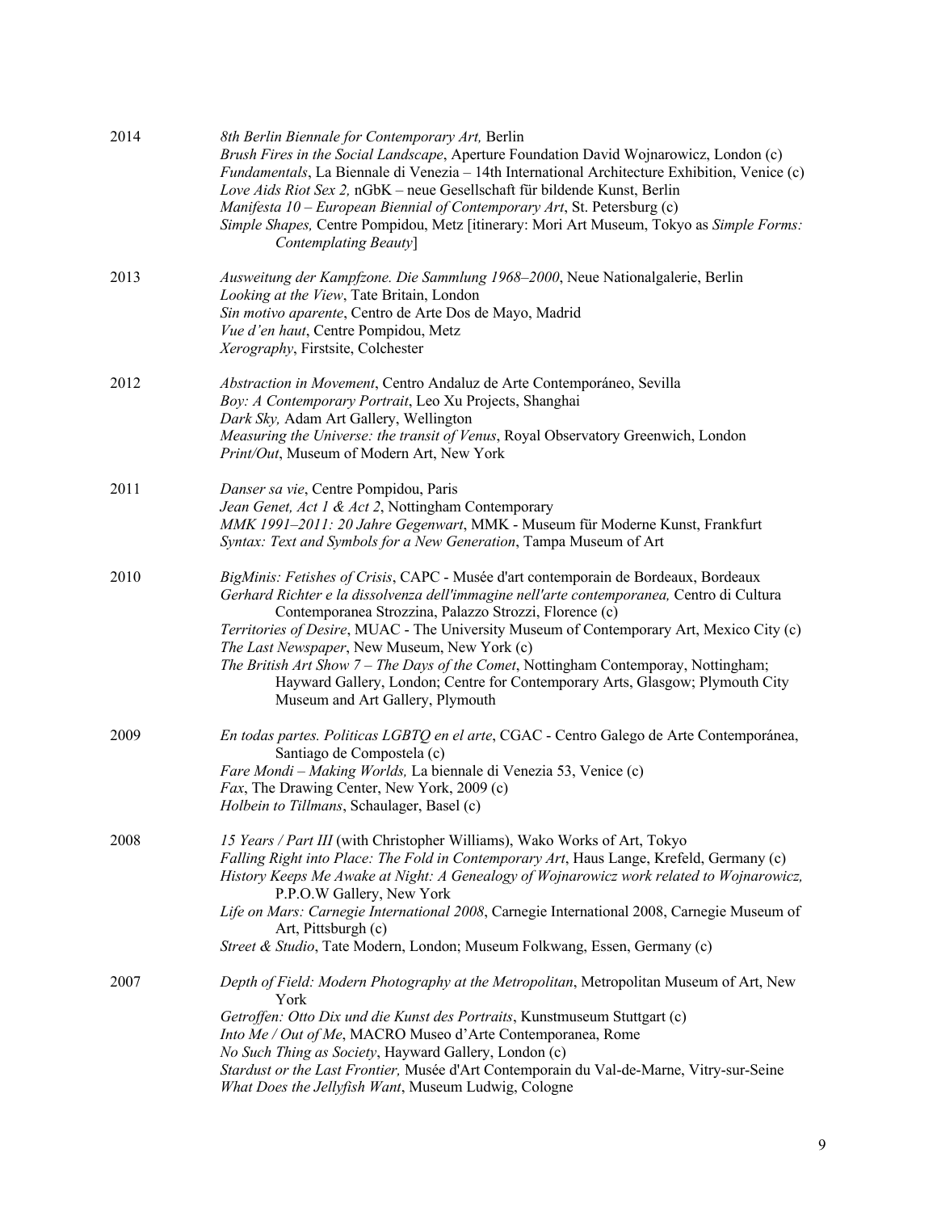2014

*8th Berlin Biennale for Contemporary Art,* Berlin
*Brush Fires in the Social Landscape*, Aperture Foundation David Wojnarowicz, London (c)
*Fundamentals*, La Biennale di Venezia – 14th International Architecture Exhibition, Venice (c)
*Love Aids Riot Sex 2,* nGbK – neue Gesellschaft für bildende Kunst, Berlin
*Manifesta 10 – European Biennial of Contemporary Art*, St. Petersburg (c)
*Simple Shapes,* Centre Pompidou, Metz [itinerary: Mori Art Museum, Tokyo as *Simple Forms: Contemplating Beauty*]

2013

*Ausweitung der Kampfzone. Die Sammlung 1968–2000*, Neue Nationalgalerie, Berlin
*Looking at the View*, Tate Britain, London
*Sin motivo aparente*, Centro de Arte Dos de Mayo, Madrid
*Vue d'en haut*, Centre Pompidou, Metz
*Xerography*, Firstsite, Colchester

2012

*Abstraction in Movement*, Centro Andaluz de Arte Contemporáneo, Sevilla
*Boy: A Contemporary Portrait*, Leo Xu Projects, Shanghai
*Dark Sky,* Adam Art Gallery, Wellington
*Measuring the Universe: the transit of Venus*, Royal Observatory Greenwich, London
*Print/Out*, Museum of Modern Art, New York

2011

*Danser sa vie*, Centre Pompidou, Paris
*Jean Genet, Act 1 & Act 2*, Nottingham Contemporary
*MMK 1991–2011: 20 Jahre Gegenwart*, MMK - Museum für Moderne Kunst, Frankfurt
*Syntax: Text and Symbols for a New Generation*, Tampa Museum of Art

2010

*BigMinis: Fetishes of Crisis*, CAPC - Musée d'art contemporain de Bordeaux, Bordeaux
*Gerhard Richter e la dissolvenza dell'immagine nell'arte contemporanea,* Centro di Cultura Contemporanea Strozzina, Palazzo Strozzi, Florence (c)
*Territories of Desire*, MUAC - The University Museum of Contemporary Art, Mexico City (c)
*The Last Newspaper*, New Museum, New York (c)
*The British Art Show 7 – The Days of the Comet*, Nottingham Contemporay, Nottingham; Hayward Gallery, London; Centre for Contemporary Arts, Glasgow; Plymouth City Museum and Art Gallery, Plymouth

2009

*En todas partes. Politicas LGBTQ en el arte*, CGAC - Centro Galego de Arte Contemporánea, Santiago de Compostela (c)
*Fare Mondi – Making Worlds,* La biennale di Venezia 53, Venice (c)
*Fax*, The Drawing Center, New York, 2009 (c)
*Holbein to Tillmans*, Schaulager, Basel (c)

2008

*15 Years / Part III* (with Christopher Williams), Wako Works of Art, Tokyo
*Falling Right into Place: The Fold in Contemporary Art*, Haus Lange, Krefeld, Germany (c)
*History Keeps Me Awake at Night: A Genealogy of Wojnarowicz work related to Wojnarowicz,* P.P.O.W Gallery, New York
*Life on Mars: Carnegie International 2008*, Carnegie International 2008, Carnegie Museum of Art, Pittsburgh (c)
*Street & Studio*, Tate Modern, London; Museum Folkwang, Essen, Germany (c)

2007

*Depth of Field: Modern Photography at the Metropolitan*, Metropolitan Museum of Art, New York
*Getroffen: Otto Dix und die Kunst des Portraits*, Kunstmuseum Stuttgart (c)
*Into Me / Out of Me*, MACRO Museo d'Arte Contemporanea, Rome
*No Such Thing as Society*, Hayward Gallery, London (c)
*Stardust or the Last Frontier,* Musée d'Art Contemporain du Val-de-Marne, Vitry-sur-Seine
*What Does the Jellyfish Want*, Museum Ludwig, Cologne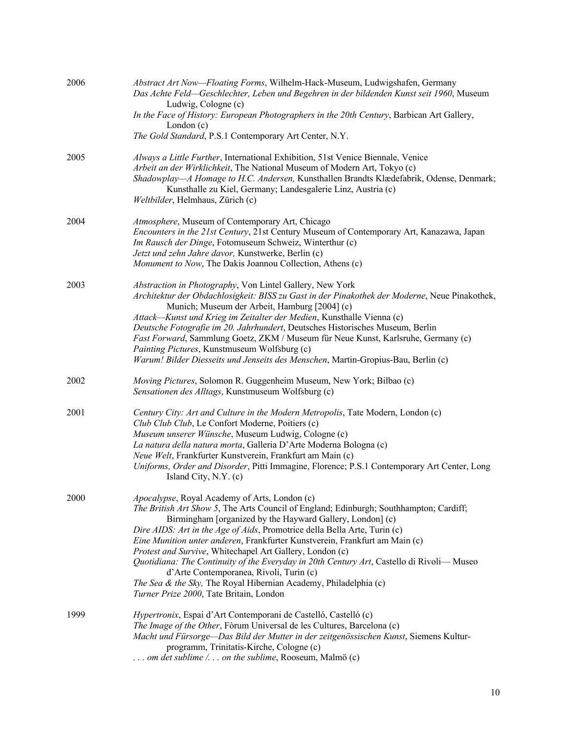2006

*Abstract Art Now—Floating Forms*, Wilhelm-Hack-Museum, Ludwigshafen, Germany
*Das Achte Feld—Geschlechter, Leben und Begehren in der bildenden Kunst seit 1960*, Museum Ludwig, Cologne (c)
*In the Face of History: European Photographers in the 20th Century*, Barbican Art Gallery, London (c)
*The Gold Standard*, P.S.1 Contemporary Art Center, N.Y.

2005

*Always a Little Further*, International Exhibition, 51st Venice Biennale, Venice
*Arbeit an der Wirklichkeit*, The National Museum of Modern Art, Tokyo (c)
*Shadowplay—A Homage to H.C. Andersen,* Kunsthallen Brandts Klædefabrik, Odense, Denmark; Kunsthalle zu Kiel, Germany; Landesgalerie Linz, Austria (c)
*Weltbilder*, Helmhaus, Zürich (c)

2004

*Atmosphere*, Museum of Contemporary Art, Chicago
*Encounters in the 21st Century*, 21st Century Museum of Contemporary Art, Kanazawa, Japan
*Im Rausch der Dinge*, Fotomuseum Schweiz, Winterthur (c)
*Jetzt und zehn Jahre davor,* Kunstwerke, Berlin (c)
*Monument to Now*, The Dakis Joannou Collection, Athens (c)

2003

*Abstraction in Photography*, Von Lintel Gallery, New York
*Architektur der Obdachlosigkeit: BISS zu Gast in der Pinakothek der Moderne*, Neue Pinakothek, Munich; Museum der Arbeit, Hamburg [2004] (c)
*Attack—Kunst und Krieg im Zeitalter der Medien*, Kunsthalle Vienna (c)
*Deutsche Fotografie im 20. Jahrhundert*, Deutsches Historisches Museum, Berlin
*Fast Forward*, Sammlung Goetz, ZKM / Museum für Neue Kunst, Karlsruhe, Germany (c)
*Painting Pictures*, Kunstmuseum Wolfsburg (c)
*Warum! Bilder Diesseits und Jenseits des Menschen*, Martin-Gropius-Bau, Berlin (c)

2002

*Moving Pictures*, Solomon R. Guggenheim Museum, New York; Bilbao (c)
*Sensationen des Alltags*, Kunstmuseum Wolfsburg (c)

2001

*Century City: Art and Culture in the Modern Metropolis*, Tate Modern, London (c)
*Club Club Club*, Le Confort Moderne, Poitiers (c)
*Museum unserer Wünsche*, Museum Ludwig, Cologne (c)
*La natura della natura morta*, Galleria D'Arte Moderna Bologna (c)
*Neue Welt*, Frankfurter Kunstverein, Frankfurt am Main (c)
*Uniforms, Order and Disorder*, Pitti Immagine, Florence; P.S.1 Contemporary Art Center, Long Island City, N.Y. (c)

2000

*Apocalypse*, Royal Academy of Arts, London (c)
*The British Art Show 5*, The Arts Council of England; Edinburgh; Southhampton; Cardiff; Birmingham [organized by the Hayward Gallery, London] (c)
*Dire AIDS: Art in the Age of Aids*, Promotrice della Bella Arte, Turin (c)
*Eine Munition unter anderen*, Frankfurter Kunstverein, Frankfurt am Main (c)
*Protest and Survive*, Whitechapel Art Gallery, London (c)
*Quotidiana: The Continuity of the Everyday in 20th Century Art*, Castello di Rivoli— Museo d'Arte Contemporanea, Rivoli, Turin (c)
*The Sea & the Sky,* The Royal Hibernian Academy, Philadelphia (c)
*Turner Prize 2000*, Tate Britain, London

1999

*Hypertronix*, Espai d'Art Contemporani de Castelló, Castelló (c)
*The Image of the Other*, Fòrum Universal de les Cultures, Barcelona (c)
*Macht und Fürsorge—Das Bild der Mutter in der zeitgenössischen Kunst*, Siemens Kulturprogramm, Trinitatis-Kirche, Cologne (c)
*. . . om det sublime /. . . on the sublime*, Rooseum, Malmö (c)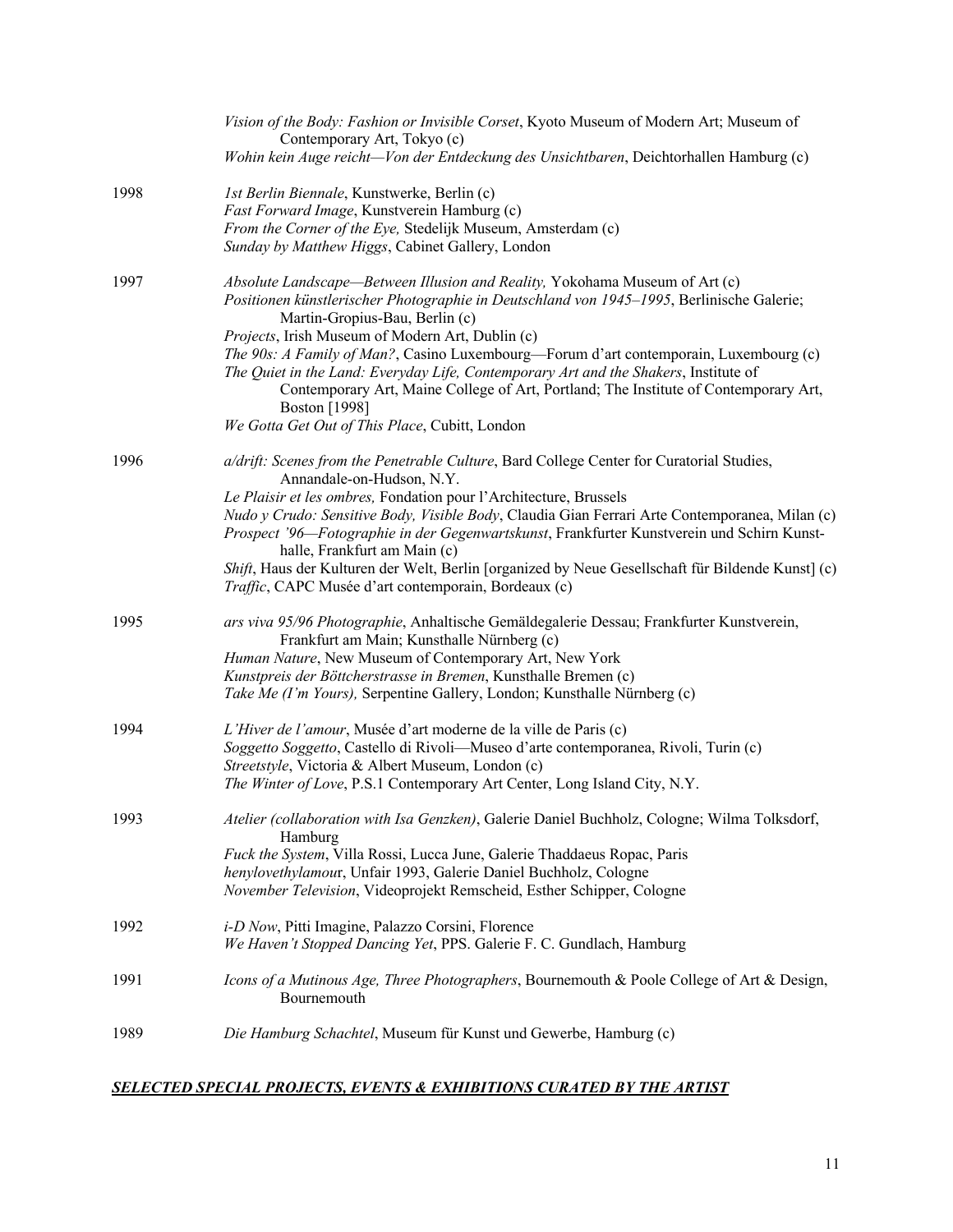*Vision of the Body: Fashion or Invisible Corset*, Kyoto Museum of Modern Art; Museum of Contemporary Art, Tokyo (c)
*Wohin kein Auge reicht—Von der Entdeckung des Unsichtbaren*, Deichtorhallen Hamburg (c)

1998
*1st Berlin Biennale*, Kunstwerke, Berlin (c)
*Fast Forward Image*, Kunstverein Hamburg (c)
*From the Corner of the Eye,* Stedelijk Museum, Amsterdam (c)
*Sunday by Matthew Higgs*, Cabinet Gallery, London

1997
*Absolute Landscape—Between Illusion and Reality,* Yokohama Museum of Art (c)
*Positionen künstlerischer Photographie in Deutschland von 1945–1995*, Berlinische Galerie; Martin-Gropius-Bau, Berlin (c)
*Projects*, Irish Museum of Modern Art, Dublin (c)
*The 90s: A Family of Man?*, Casino Luxembourg—Forum d'art contemporain, Luxembourg (c)
*The Quiet in the Land: Everyday Life, Contemporary Art and the Shakers*, Institute of Contemporary Art, Maine College of Art, Portland; The Institute of Contemporary Art, Boston [1998]
*We Gotta Get Out of This Place*, Cubitt, London

1996
*a/drift: Scenes from the Penetrable Culture*, Bard College Center for Curatorial Studies, Annandale-on-Hudson, N.Y.
*Le Plaisir et les ombres,* Fondation pour l'Architecture, Brussels
*Nudo y Crudo: Sensitive Body, Visible Body*, Claudia Gian Ferrari Arte Contemporanea, Milan (c)
*Prospect '96—Fotographie in der Gegenwartskunst*, Frankfurter Kunstverein und Schirn Kunsthalle, Frankfurt am Main (c)
*Shift*, Haus der Kulturen der Welt, Berlin [organized by Neue Gesellschaft für Bildende Kunst] (c)
*Traffic*, CAPC Musée d'art contemporain, Bordeaux (c)

1995
*ars viva 95/96 Photographie*, Anhaltische Gemäldegalerie Dessau; Frankfurter Kunstverein, Frankfurt am Main; Kunsthalle Nürnberg (c)
*Human Nature*, New Museum of Contemporary Art, New York
*Kunstpreis der Böttcherstrasse in Bremen*, Kunsthalle Bremen (c)
*Take Me (I'm Yours),* Serpentine Gallery, London; Kunsthalle Nürnberg (c)

1994
*L'Hiver de l'amour*, Musée d'art moderne de la ville de Paris (c)
*Soggetto Soggetto*, Castello di Rivoli—Museo d'arte contemporanea, Rivoli, Turin (c)
*Streetstyle*, Victoria & Albert Museum, London (c)
*The Winter of Love*, P.S.1 Contemporary Art Center, Long Island City, N.Y.

1993
*Atelier (collaboration with Isa Genzken)*, Galerie Daniel Buchholz, Cologne; Wilma Tolksdorf, Hamburg
*Fuck the System*, Villa Rossi, Lucca June, Galerie Thaddaeus Ropac, Paris
*henylovethylamour*, Unfair 1993, Galerie Daniel Buchholz, Cologne
*November Television*, Videoprojekt Remscheid, Esther Schipper, Cologne

1992
*i-D Now*, Pitti Imagine, Palazzo Corsini, Florence
*We Haven't Stopped Dancing Yet*, PPS. Galerie F. C. Gundlach, Hamburg

1991
*Icons of a Mutinous Age, Three Photographers*, Bournemouth & Poole College of Art & Design, Bournemouth

1989
*Die Hamburg Schachtel*, Museum für Kunst und Gewerbe, Hamburg (c)

## ***SELECTED SPECIAL PROJECTS, EVENTS & EXHIBITIONS CURATED BY THE ARTIST***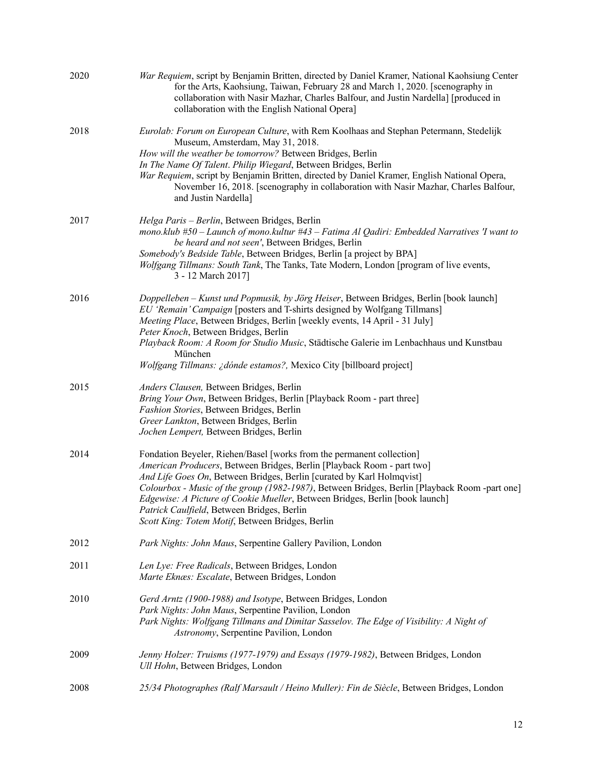2020 *War Requiem*, script by Benjamin Britten, directed by Daniel Kramer, National Kaohsiung Center for the Arts, Kaohsiung, Taiwan, February 28 and March 1, 2020. [scenography in collaboration with Nasir Mazhar, Charles Balfour, and Justin Nardella] [produced in collaboration with the English National Opera]

2018 *Eurolab: Forum on European Culture*, with Rem Koolhaas and Stephan Petermann, Stedelijk Museum, Amsterdam, May 31, 2018.
*How will the weather be tomorrow?* Between Bridges, Berlin
*In The Name Of Talent*. *Philip Wiegard*, Between Bridges, Berlin
*War Requiem*, script by Benjamin Britten, directed by Daniel Kramer, English National Opera, November 16, 2018. [scenography in collaboration with Nasir Mazhar, Charles Balfour, and Justin Nardella]

2017 *Helga Paris – Berlin*, Between Bridges, Berlin
*mono.klub #50 – Launch of mono.kultur #43 – Fatima Al Qadiri: Embedded Narratives 'I want to be heard and not seen'*, Between Bridges, Berlin
*Somebody's Bedside Table*, Between Bridges, Berlin [a project by BPA]
*Wolfgang Tillmans: South Tank*, The Tanks, Tate Modern, London [program of live events, 3 - 12 March 2017]

2016 *Doppelleben – Kunst und Popmusik, by Jörg Heiser*, Between Bridges, Berlin [book launch]
*EU 'Remain' Campaign* [posters and T-shirts designed by Wolfgang Tillmans]
*Meeting Place*, Between Bridges, Berlin [weekly events, 14 April - 31 July]
*Peter Knoch*, Between Bridges, Berlin
*Playback Room: A Room for Studio Music*, Städtische Galerie im Lenbachhaus und Kunstbau München
*Wolfgang Tillmans: ¿dónde estamos?,* Mexico City [billboard project]

2015 *Anders Clausen,* Between Bridges, Berlin
*Bring Your Own*, Between Bridges, Berlin [Playback Room - part three]
*Fashion Stories*, Between Bridges, Berlin
*Greer Lankton*, Between Bridges, Berlin
*Jochen Lempert,* Between Bridges, Berlin

2014 Fondation Beyeler, Riehen/Basel [works from the permanent collection]
*American Producers*, Between Bridges, Berlin [Playback Room - part two]
*And Life Goes On*, Between Bridges, Berlin [curated by Karl Holmqvist]
*Colourbox - Music of the group (1982-1987)*, Between Bridges, Berlin [Playback Room -part one]
*Edgewise: A Picture of Cookie Mueller*, Between Bridges, Berlin [book launch]
*Patrick Caulfield*, Between Bridges, Berlin
*Scott King: Totem Motif*, Between Bridges, Berlin

2012 *Park Nights: John Maus*, Serpentine Gallery Pavilion, London

2011 *Len Lye: Free Radicals*, Between Bridges, London
*Marte Eknæs: Escalate*, Between Bridges, London

2010 *Gerd Arntz (1900-1988) and Isotype*, Between Bridges, London
*Park Nights: John Maus*, Serpentine Pavilion, London
*Park Nights: Wolfgang Tillmans and Dimitar Sasselov. The Edge of Visibility: A Night of Astronomy*, Serpentine Pavilion, London

2009 *Jenny Holzer: Truisms (1977-1979) and Essays (1979-1982)*, Between Bridges, London
*Ull Hohn*, Between Bridges, London

2008 *25/34 Photographes (Ralf Marsault / Heino Muller): Fin de Siècle*, Between Bridges, London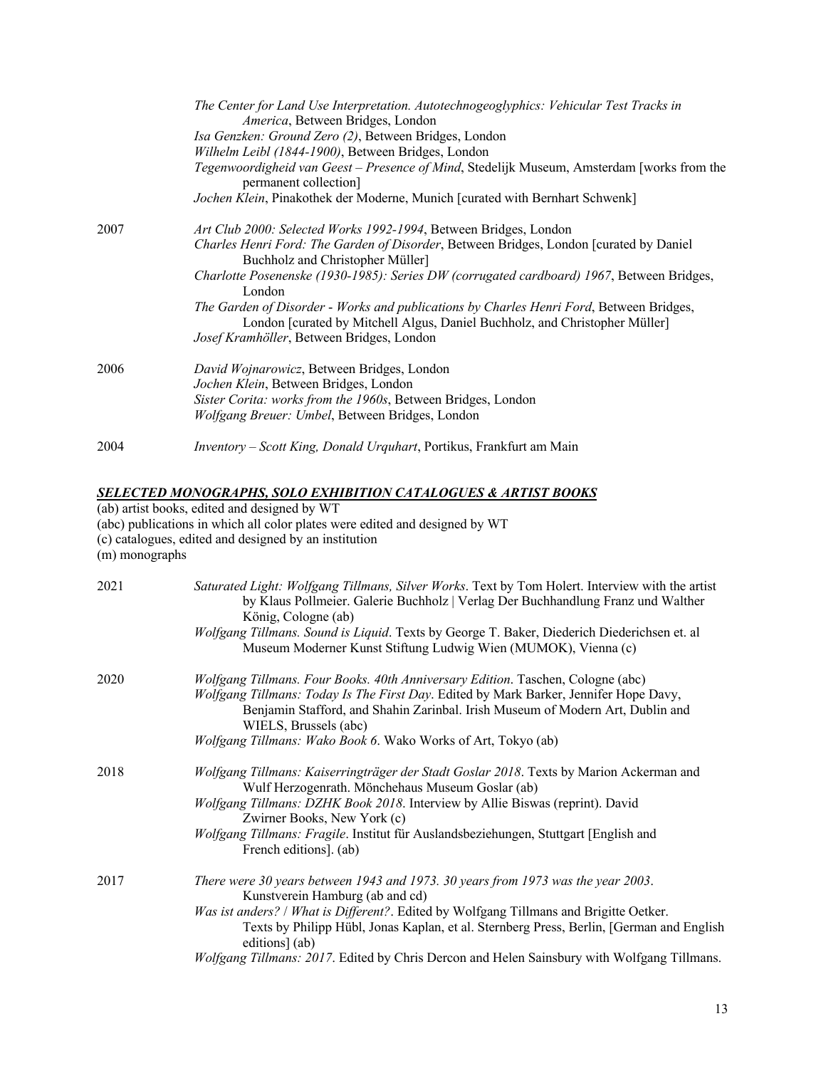*The Center for Land Use Interpretation. Autotechnogeoglyphics: Vehicular Test Tracks in America*, Between Bridges, London
*Isa Genzken: Ground Zero (2)*, Between Bridges, London
*Wilhelm Leibl (1844-1900)*, Between Bridges, London
*Tegenwoordigheid van Geest – Presence of Mind*, Stedelijk Museum, Amsterdam [works from the permanent collection]
*Jochen Klein*, Pinakothek der Moderne, Munich [curated with Bernhart Schwenk]

2007
*Art Club 2000: Selected Works 1992-1994*, Between Bridges, London
*Charles Henri Ford: The Garden of Disorder*, Between Bridges, London [curated by Daniel Buchholz and Christopher Müller]
*Charlotte Posenenske (1930-1985): Series DW (corrugated cardboard) 1967*, Between Bridges, London
*The Garden of Disorder - Works and publications by Charles Henri Ford*, Between Bridges, London [curated by Mitchell Algus, Daniel Buchholz, and Christopher Müller]
*Josef Kramhöller*, Between Bridges, London

2006
*David Wojnarowicz*, Between Bridges, London
*Jochen Klein*, Between Bridges, London
*Sister Corita: works from the 1960s*, Between Bridges, London
*Wolfgang Breuer: Umbel*, Between Bridges, London

2004
*Inventory – Scott King, Donald Urquhart*, Portikus, Frankfurt am Main

## ***SELECTED MONOGRAPHS, SOLO EXHIBITION CATALOGUES & ARTIST BOOKS***

(ab) artist books, edited and designed by WT
(abc) publications in which all color plates were edited and designed by WT
(c) catalogues, edited and designed by an institution
(m) monographs

2021
*Saturated Light: Wolfgang Tillmans, Silver Works*. Text by Tom Holert. Interview with the artist by Klaus Pollmeier. Galerie Buchholz | Verlag Der Buchhandlung Franz und Walther König, Cologne (ab)
*Wolfgang Tillmans. Sound is Liquid*. Texts by George T. Baker, Diederich Diederichsen et. al Museum Moderner Kunst Stiftung Ludwig Wien (MUMOK), Vienna (c)

2020
*Wolfgang Tillmans. Four Books. 40th Anniversary Edition*. Taschen, Cologne (abc)
*Wolfgang Tillmans: Today Is The First Day*. Edited by Mark Barker, Jennifer Hope Davy, Benjamin Stafford, and Shahin Zarinbal. Irish Museum of Modern Art, Dublin and WIELS, Brussels (abc)
*Wolfgang Tillmans: Wako Book 6*. Wako Works of Art, Tokyo (ab)

2018
*Wolfgang Tillmans: Kaiserringträger der Stadt Goslar 2018*. Texts by Marion Ackerman and Wulf Herzogenrath. Mönchehaus Museum Goslar (ab)
*Wolfgang Tillmans: DZHK Book 2018*. Interview by Allie Biswas (reprint). David Zwirner Books, New York (c)
*Wolfgang Tillmans: Fragile*. Institut für Auslandsbeziehungen, Stuttgart [English and French editions]. (ab)

2017
*There were 30 years between 1943 and 1973. 30 years from 1973 was the year 2003*. Kunstverein Hamburg (ab and cd)
*Was ist anders? / What is Different?*. Edited by Wolfgang Tillmans and Brigitte Oetker. Texts by Philipp Hübl, Jonas Kaplan, et al. Sternberg Press, Berlin, [German and English editions] (ab)
*Wolfgang Tillmans: 2017*. Edited by Chris Dercon and Helen Sainsbury with Wolfgang Tillmans.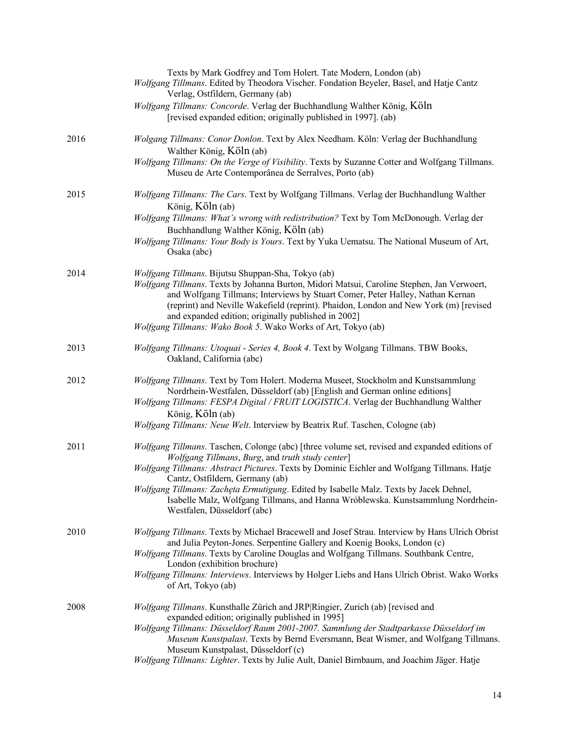Texts by Mark Godfrey and Tom Holert. Tate Modern, London (ab)
*Wolfgang Tillmans*. Edited by Theodora Vischer. Fondation Beyeler, Basel, and Hatje Cantz Verlag, Ostfildern, Germany (ab)
*Wolfgang Tillmans: Concorde*. Verlag der Buchhandlung Walther König, Köln [revised expanded edition; originally published in 1997]. (ab)

2016
*Wolgang Tillmans: Conor Donlon*. Text by Alex Needham. Köln: Verlag der Buchhandlung Walther König, Köln (ab)
*Wolfgang Tillmans: On the Verge of Visibility*. Texts by Suzanne Cotter and Wolfgang Tillmans. Museu de Arte Contemporânea de Serralves, Porto (ab)

2015
*Wolfgang Tillmans: The Cars*. Text by Wolfgang Tillmans. Verlag der Buchhandlung Walther König, Köln (ab)
*Wolfgang Tillmans: What's wrong with redistribution?* Text by Tom McDonough. Verlag der Buchhandlung Walther König, Köln (ab)
*Wolfgang Tillmans: Your Body is Yours*. Text by Yuka Uematsu. The National Museum of Art, Osaka (abc)

2014
*Wolfgang Tillmans*. Bijutsu Shuppan-Sha, Tokyo (ab)
*Wolfgang Tillmans*. Texts by Johanna Burton, Midori Matsui, Caroline Stephen, Jan Verwoert, and Wolfgang Tillmans; Interviews by Stuart Comer, Peter Halley, Nathan Kernan (reprint) and Neville Wakefield (reprint). Phaidon, London and New York (m) [revised and expanded edition; originally published in 2002]
*Wolfgang Tillmans: Wako Book 5*. Wako Works of Art, Tokyo (ab)

2013
*Wolfgang Tillmans: Utoquai - Series 4, Book 4*. Text by Wolgang Tillmans. TBW Books, Oakland, California (abc)

2012
*Wolfgang Tillmans*. Text by Tom Holert. Moderna Museet, Stockholm and Kunstsammlung Nordrhein-Westfalen, Düsseldorf (ab) [English and German online editions]
*Wolfgang Tillmans: FESPA Digital / FRUIT LOGISTICA*. Verlag der Buchhandlung Walther König, Köln (ab)
*Wolfgang Tillmans: Neue Welt*. Interview by Beatrix Ruf. Taschen, Cologne (ab)

2011
*Wolfgang Tillmans*. Taschen, Colonge (abc) [three volume set, revised and expanded editions of *Wolfgang Tillmans*, *Burg*, and *truth study center*]
*Wolfgang Tillmans: Abstract Pictures*. Texts by Dominic Eichler and Wolfgang Tillmans. Hatje Cantz, Ostfildern, Germany (ab)
*Wolfgang Tillmans: Zachęta Ermutigung*. Edited by Isabelle Malz. Texts by Jacek Dehnel, Isabelle Malz, Wolfgang Tillmans, and Hanna Wróblewska. Kunstsammlung Nordrhein-Westfalen, Düsseldorf (abc)

2010
*Wolfgang Tillmans*. Texts by Michael Bracewell and Josef Strau. Interview by Hans Ulrich Obrist and Julia Peyton-Jones. Serpentine Gallery and Koenig Books, London (c)
*Wolfgang Tillmans*. Texts by Caroline Douglas and Wolfgang Tillmans. Southbank Centre, London (exhibition brochure)
*Wolfgang Tillmans: Interviews*. Interviews by Holger Liebs and Hans Ulrich Obrist. Wako Works of Art, Tokyo (ab)

2008
*Wolfgang Tillmans*. Kunsthalle Zürich and JRP|Ringier, Zurich (ab) [revised and expanded edition; originally published in 1995]
*Wolfgang Tillmans: Düsseldorf Raum 2001-2007. Sammlung der Stadtparkasse Düsseldorf im Museum Kunstpalast*. Texts by Bernd Eversmann, Beat Wismer, and Wolfgang Tillmans. Museum Kunstpalast, Düsseldorf (c)
*Wolfgang Tillmans: Lighter*. Texts by Julie Ault, Daniel Birnbaum, and Joachim Jäger. Hatje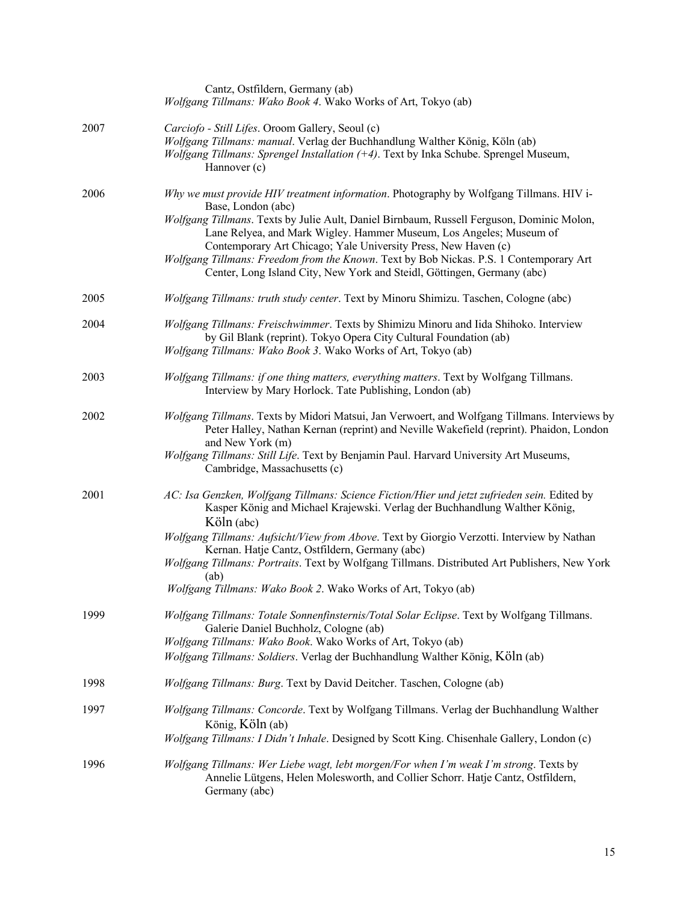Cantz, Ostfildern, Germany (ab)
*Wolfgang Tillmans: Wako Book 4*. Wako Works of Art, Tokyo (ab)

2007
*Carciofo - Still Lifes*. Oroom Gallery, Seoul (c)
*Wolfgang Tillmans: manual*. Verlag der Buchhandlung Walther König, Köln (ab)
*Wolfgang Tillmans: Sprengel Installation (+4)*. Text by Inka Schube. Sprengel Museum, Hannover (c)

2006
*Why we must provide HIV treatment information*. Photography by Wolfgang Tillmans. HIV i-Base, London (abc)
*Wolfgang Tillmans*. Texts by Julie Ault, Daniel Birnbaum, Russell Ferguson, Dominic Molon, Lane Relyea, and Mark Wigley. Hammer Museum, Los Angeles; Museum of Contemporary Art Chicago; Yale University Press, New Haven (c)
*Wolfgang Tillmans: Freedom from the Known*. Text by Bob Nickas. P.S. 1 Contemporary Art Center, Long Island City, New York and Steidl, Göttingen, Germany (abc)

2005
*Wolfgang Tillmans: truth study center*. Text by Minoru Shimizu. Taschen, Cologne (abc)

2004
*Wolfgang Tillmans: Freischwimmer*. Texts by Shimizu Minoru and Iida Shihoko. Interview by Gil Blank (reprint). Tokyo Opera City Cultural Foundation (ab)
*Wolfgang Tillmans: Wako Book 3*. Wako Works of Art, Tokyo (ab)

2003
*Wolfgang Tillmans: if one thing matters, everything matters*. Text by Wolfgang Tillmans. Interview by Mary Horlock. Tate Publishing, London (ab)

2002
*Wolfgang Tillmans*. Texts by Midori Matsui, Jan Verwoert, and Wolfgang Tillmans. Interviews by Peter Halley, Nathan Kernan (reprint) and Neville Wakefield (reprint). Phaidon, London and New York (m)
*Wolfgang Tillmans: Still Life*. Text by Benjamin Paul. Harvard University Art Museums, Cambridge, Massachusetts (c)

2001
*AC: Isa Genzken, Wolfgang Tillmans: Science Fiction/Hier und jetzt zufrieden sein.* Edited by Kasper König and Michael Krajewski. Verlag der Buchhandlung Walther König, Köln (abc)
*Wolfgang Tillmans: Aufsicht/View from Above*. Text by Giorgio Verzotti. Interview by Nathan Kernan. Hatje Cantz, Ostfildern, Germany (abc)
*Wolfgang Tillmans: Portraits*. Text by Wolfgang Tillmans. Distributed Art Publishers, New York (ab)
*Wolfgang Tillmans: Wako Book 2*. Wako Works of Art, Tokyo (ab)

1999
*Wolfgang Tillmans: Totale Sonnenfinsternis/Total Solar Eclipse*. Text by Wolfgang Tillmans. Galerie Daniel Buchholz, Cologne (ab)
*Wolfgang Tillmans: Wako Book*. Wako Works of Art, Tokyo (ab)
*Wolfgang Tillmans: Soldiers*. Verlag der Buchhandlung Walther König, Köln (ab)

1998
*Wolfgang Tillmans: Burg*. Text by David Deitcher. Taschen, Cologne (ab)

1997
*Wolfgang Tillmans: Concorde*. Text by Wolfgang Tillmans. Verlag der Buchhandlung Walther König, Köln (ab)
*Wolfgang Tillmans: I Didn't Inhale*. Designed by Scott King. Chisenhale Gallery, London (c)

1996
*Wolfgang Tillmans: Wer Liebe wagt, lebt morgen/For when I'm weak I'm strong*. Texts by Annelie Lütgens, Helen Molesworth, and Collier Schorr. Hatje Cantz, Ostfildern, Germany (abc)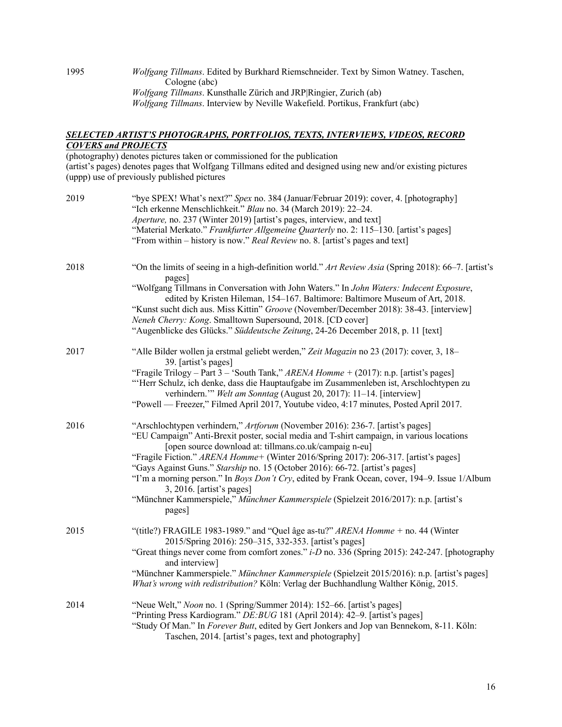1995 *Wolfgang Tillmans*. Edited by Burkhard Riemschneider. Text by Simon Watney. Taschen, Cologne (abc)
*Wolfgang Tillmans*. Kunsthalle Zürich and JRP|Ringier, Zurich (ab)
*Wolfgang Tillmans*. Interview by Neville Wakefield. Portikus, Frankfurt (abc)

## ***SELECTED ARTIST'S PHOTOGRAPHS, PORTFOLIOS, TEXTS, INTERVIEWS, VIDEOS, RECORD COVERS and PROJECTS***

(photography) denotes pictures taken or commissioned for the publication
(artist's pages) denotes pages that Wolfgang Tillmans edited and designed using new and/or existing pictures
(uppp) use of previously published pictures

2019
"bye SPEX! What's next?" *Spex* no. 384 (Januar/Februar 2019): cover, 4. [photography]
"Ich erkenne Menschlichkeit." *Blau* no. 34 (March 2019): 22–24.
*Aperture,* no. 237 (Winter 2019) [artist's pages, interview, and text]
"Material Merkato." *Frankfurter Allgemeine Quarterly* no. 2: 115–130. [artist's pages]
"From within – history is now." *Real Review* no. 8. [artist's pages and text]

2018
"On the limits of seeing in a high-definition world." *Art Review Asia* (Spring 2018): 66–7. [artist's pages]
"Wolfgang Tillmans in Conversation with John Waters." In *John Waters: Indecent Exposure*, edited by Kristen Hileman, 154–167. Baltimore: Baltimore Museum of Art, 2018.
"Kunst sucht dich aus. Miss Kittin" *Groove* (November/December 2018): 38-43. [interview]
*Neneh Cherry: Kong*. Smalltown Supersound, 2018. [CD cover]
"Augenblicke des Glücks." *Süddeutsche Zeitung*, 24-26 December 2018, p. 11 [text]

2017
"Alle Bilder wollen ja erstmal geliebt werden," *Zeit Magazin* no 23 (2017): cover, 3, 18–39. [artist's pages]
"Fragile Trilogy – Part 3 – 'South Tank,'" *ARENA Homme +* (2017): n.p. [artist's pages]
"'Herr Schulz, ich denke, dass die Hauptaufgabe im Zusammenleben ist, Arschlochtypen zu verhindern.'" *Welt am Sonntag* (August 20, 2017): 11–14. [interview]
"Powell — Freezer," Filmed April 2017, Youtube video, 4:17 minutes, Posted April 2017.

2016
"Arschlochtypen verhindern," *Artforum* (November 2016): 236-7. [artist's pages]
"EU Campaign" Anti-Brexit poster, social media and T-shirt campaign, in various locations [open source download at: tillmans.co.uk/campaig n-eu]
"Fragile Fiction." *ARENA Homme+* (Winter 2016/Spring 2017): 206-317. [artist's pages]
"Gays Against Guns." *Starship* no. 15 (October 2016): 66-72. [artist's pages]
"I'm a morning person." In *Boys Don't Cry*, edited by Frank Ocean, cover, 194–9. Issue 1/Album 3, 2016. [artist's pages]
"Münchner Kammerspiele," *Münchner Kammerspiele* (Spielzeit 2016/2017): n.p. [artist's pages]

2015
"(title?) FRAGILE 1983-1989." and "Quel âge as-tu?" *ARENA Homme +* no. 44 (Winter 2015/Spring 2016): 250–315, 332-353. [artist's pages]
"Great things never come from comfort zones." *i-D* no. 336 (Spring 2015): 242-247. [photography and interview]
"Münchner Kammerspiele." *Münchner Kammerspiele* (Spielzeit 2015/2016): n.p. [artist's pages]
*What's wrong with redistribution?* Köln: Verlag der Buchhandlung Walther König, 2015.

2014
"Neue Welt," *Noon* no. 1 (Spring/Summer 2014): 152–66. [artist's pages]
"Printing Press Kardiogram." *DE:BUG* 181 (April 2014): 42–9. [artist's pages]
"Study Of Man." In *Forever Butt*, edited by Gert Jonkers and Jop van Bennekom, 8-11. Köln: Taschen, 2014. [artist's pages, text and photography]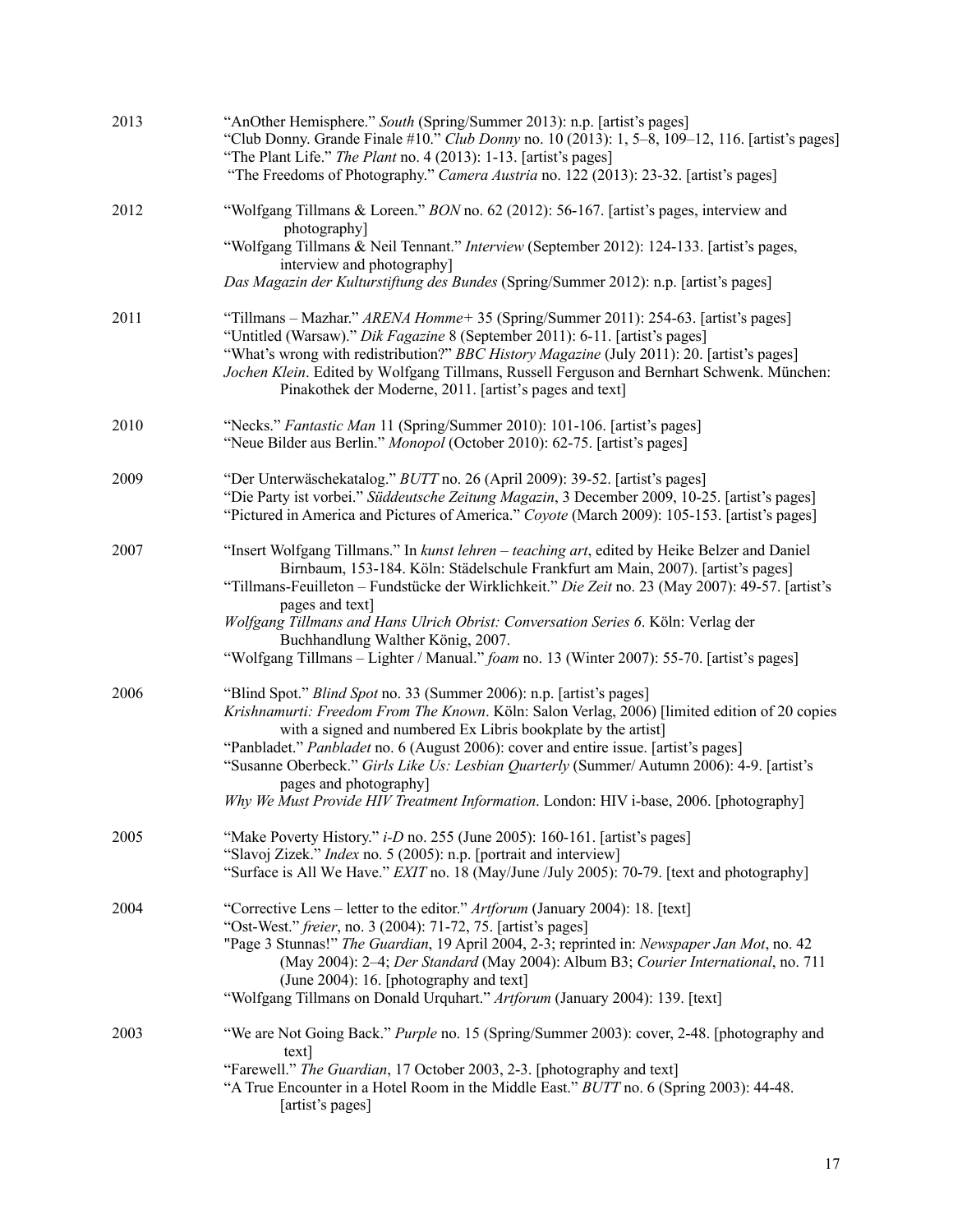2013

"AnOther Hemisphere." *South* (Spring/Summer 2013): n.p. [artist's pages]
"Club Donny. Grande Finale #10." *Club Donny* no. 10 (2013): 1, 5–8, 109–12, 116. [artist's pages]
"The Plant Life." *The Plant* no. 4 (2013): 1-13. [artist's pages]
"The Freedoms of Photography." *Camera Austria* no. 122 (2013): 23-32. [artist's pages]

2012

"Wolfgang Tillmans & Loreen." *BON* no. 62 (2012): 56-167. [artist's pages, interview and photography]
"Wolfgang Tillmans & Neil Tennant." *Interview* (September 2012): 124-133. [artist's pages, interview and photography]
*Das Magazin der Kulturstiftung des Bundes* (Spring/Summer 2012): n.p. [artist's pages]

2011

"Tillmans – Mazhar." *ARENA Homme+* 35 (Spring/Summer 2011): 254-63. [artist's pages]
"Untitled (Warsaw)." *Dik Fagazine* 8 (September 2011): 6-11. [artist's pages]
"What's wrong with redistribution?" *BBC History Magazine* (July 2011): 20. [artist's pages]
*Jochen Klein*. Edited by Wolfgang Tillmans, Russell Ferguson and Bernhart Schwenk. München: Pinakothek der Moderne, 2011. [artist's pages and text]

2010

"Necks." *Fantastic Man* 11 (Spring/Summer 2010): 101-106. [artist's pages]
"Neue Bilder aus Berlin." *Monopol* (October 2010): 62-75. [artist's pages]

2009

"Der Unterwäschekatalog." *BUTT* no. 26 (April 2009): 39-52. [artist's pages]
"Die Party ist vorbei." *Süddeutsche Zeitung Magazin*, 3 December 2009, 10-25. [artist's pages]
"Pictured in America and Pictures of America." *Coyote* (March 2009): 105-153. [artist's pages]

2007

"Insert Wolfgang Tillmans." In *kunst lehren – teaching art*, edited by Heike Belzer and Daniel Birnbaum, 153-184. Köln: Städelschule Frankfurt am Main, 2007). [artist's pages]
"Tillmans-Feuilleton – Fundstücke der Wirklichkeit." *Die Zeit* no. 23 (May 2007): 49-57. [artist's pages and text]
*Wolfgang Tillmans and Hans Ulrich Obrist: Conversation Series 6*. Köln: Verlag der Buchhandlung Walther König, 2007.
"Wolfgang Tillmans – Lighter / Manual." *foam* no. 13 (Winter 2007): 55-70. [artist's pages]

2006

"Blind Spot." *Blind Spot* no. 33 (Summer 2006): n.p. [artist's pages]
*Krishnamurti: Freedom From The Known*. Köln: Salon Verlag, 2006) [limited edition of 20 copies with a signed and numbered Ex Libris bookplate by the artist]
"Panbladet." *Panbladet* no. 6 (August 2006): cover and entire issue. [artist's pages]
"Susanne Oberbeck." *Girls Like Us: Lesbian Quarterly* (Summer/ Autumn 2006): 4-9. [artist's pages and photography]
*Why We Must Provide HIV Treatment Information*. London: HIV i-base, 2006. [photography]

2005

"Make Poverty History." *i-D* no. 255 (June 2005): 160-161. [artist's pages]
"Slavoj Zizek." *Index* no. 5 (2005): n.p. [portrait and interview]
"Surface is All We Have." *EXIT* no. 18 (May/June /July 2005): 70-79. [text and photography]

2004

"Corrective Lens – letter to the editor." *Artforum* (January 2004): 18. [text]
"Ost-West." *freier*, no. 3 (2004): 71-72, 75. [artist's pages]
"Page 3 Stunnas!" *The Guardian*, 19 April 2004, 2-3; reprinted in: *Newspaper Jan Mot*, no. 42 (May 2004): 2–4; *Der Standard* (May 2004): Album B3; *Courier International*, no. 711 (June 2004): 16. [photography and text]
"Wolfgang Tillmans on Donald Urquhart." *Artforum* (January 2004): 139. [text]

2003

"We are Not Going Back." *Purple* no. 15 (Spring/Summer 2003): cover, 2-48. [photography and text]
"Farewell." *The Guardian*, 17 October 2003, 2-3. [photography and text]
"A True Encounter in a Hotel Room in the Middle East." *BUTT* no. 6 (Spring 2003): 44-48. [artist's pages]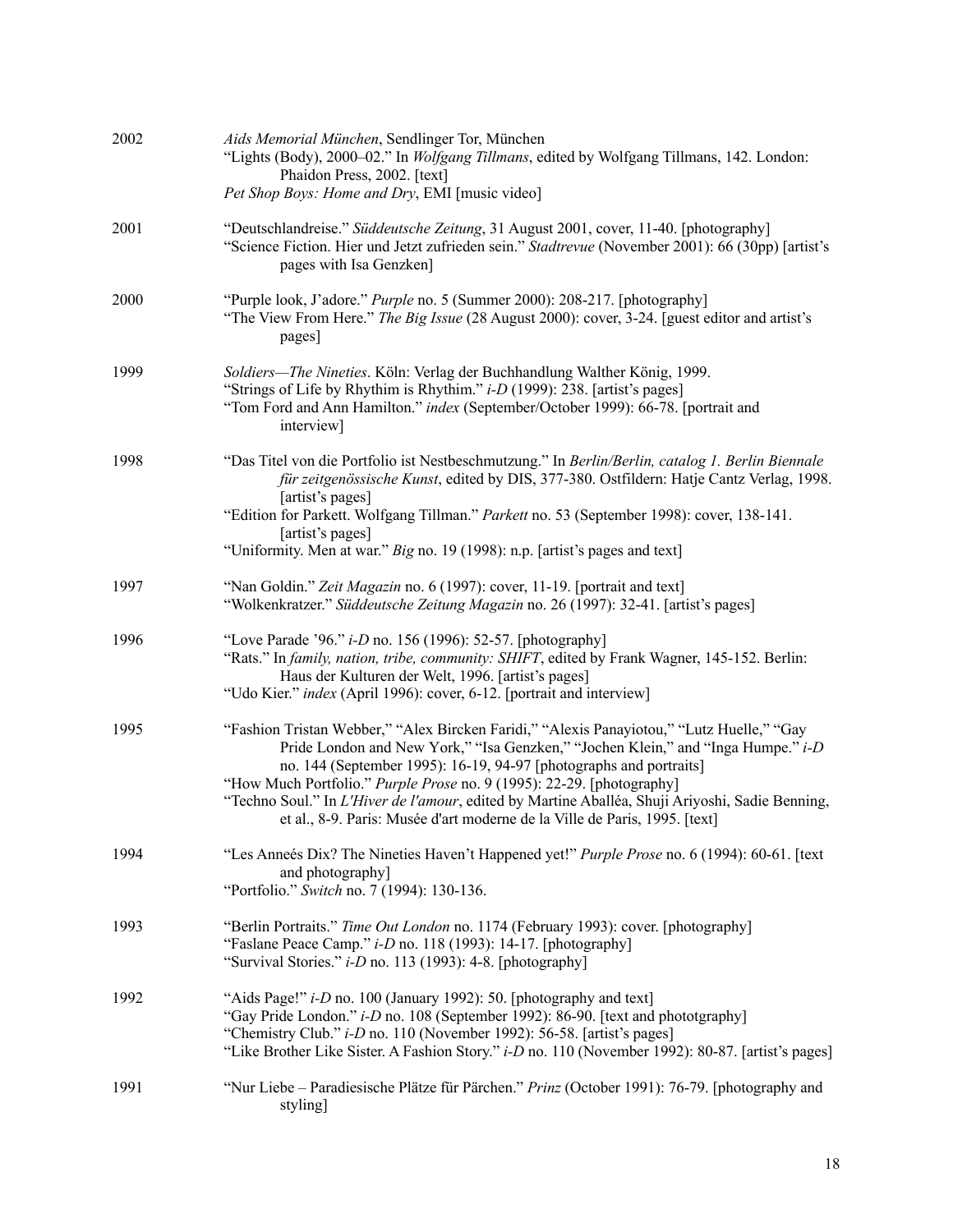2002

*Aids Memorial München*, Sendlinger Tor, München

"Lights (Body), 2000–02." In *Wolfgang Tillmans*, edited by Wolfgang Tillmans, 142. London: Phaidon Press, 2002. [text]

*Pet Shop Boys: Home and Dry*, EMI [music video]

2001

"Deutschlandreise." *Süddeutsche Zeitung*, 31 August 2001, cover, 11-40. [photography]

"Science Fiction. Hier und Jetzt zufrieden sein." *Stadtrevue* (November 2001): 66 (30pp) [artist's pages with Isa Genzken]

2000

"Purple look, J'adore." *Purple* no. 5 (Summer 2000): 208-217. [photography]

"The View From Here." *The Big Issue* (28 August 2000): cover, 3-24. [guest editor and artist's pages]

1999

*Soldiers—The Nineties*. Köln: Verlag der Buchhandlung Walther König, 1999.

"Strings of Life by Rhythim is Rhythim." *i-D* (1999): 238. [artist's pages]

"Tom Ford and Ann Hamilton." *index* (September/October 1999): 66-78. [portrait and interview]

1998

"Das Titel von die Portfolio ist Nestbeschmutzung." In *Berlin/Berlin, catalog 1. Berlin Biennale für zeitgenössische Kunst*, edited by DIS, 377-380. Ostfildern: Hatje Cantz Verlag, 1998. [artist's pages]

"Edition for Parkett. Wolfgang Tillman." *Parkett* no. 53 (September 1998): cover, 138-141. [artist's pages]

"Uniformity. Men at war." *Big* no. 19 (1998): n.p. [artist's pages and text]

1997

"Nan Goldin." *Zeit Magazin* no. 6 (1997): cover, 11-19. [portrait and text]

"Wolkenkratzer." *Süddeutsche Zeitung Magazin* no. 26 (1997): 32-41. [artist's pages]

1996

"Love Parade '96." *i-D* no. 156 (1996): 52-57. [photography]

"Rats." In *family, nation, tribe, community: SHIFT*, edited by Frank Wagner, 145-152. Berlin: Haus der Kulturen der Welt, 1996. [artist's pages]

"Udo Kier." *index* (April 1996): cover, 6-12. [portrait and interview]

1995

"Fashion Tristan Webber," "Alex Bircken Faridi," "Alexis Panayiotou," "Lutz Huelle," "Gay Pride London and New York," "Isa Genzken," "Jochen Klein," and "Inga Humpe." *i-D* no. 144 (September 1995): 16-19, 94-97 [photographs and portraits]

"How Much Portfolio." *Purple Prose* no. 9 (1995): 22-29. [photography]

"Techno Soul." In *L'Hiver de l'amour*, edited by Martine Aballéa, Shuji Ariyoshi, Sadie Benning, et al., 8-9. Paris: Musée d'art moderne de la Ville de Paris, 1995. [text]

1994

"Les Anneés Dix? The Nineties Haven't Happened yet!" *Purple Prose* no. 6 (1994): 60-61. [text and photography]

"Portfolio." *Switch* no. 7 (1994): 130-136.

1993

"Berlin Portraits." *Time Out London* no. 1174 (February 1993): cover. [photography]

"Faslane Peace Camp." *i-D* no. 118 (1993): 14-17. [photography]

"Survival Stories." *i-D* no. 113 (1993): 4-8. [photography]

1992

"Aids Page!" *i-D* no. 100 (January 1992): 50. [photography and text]

"Gay Pride London." *i-D* no. 108 (September 1992): 86-90. [text and phototgraphy]

"Chemistry Club." *i-D* no. 110 (November 1992): 56-58. [artist's pages]

"Like Brother Like Sister. A Fashion Story." *i-D* no. 110 (November 1992): 80-87. [artist's pages]

1991

"Nur Liebe – Paradiesische Plätze für Pärchen." *Prinz* (October 1991): 76-79. [photography and styling]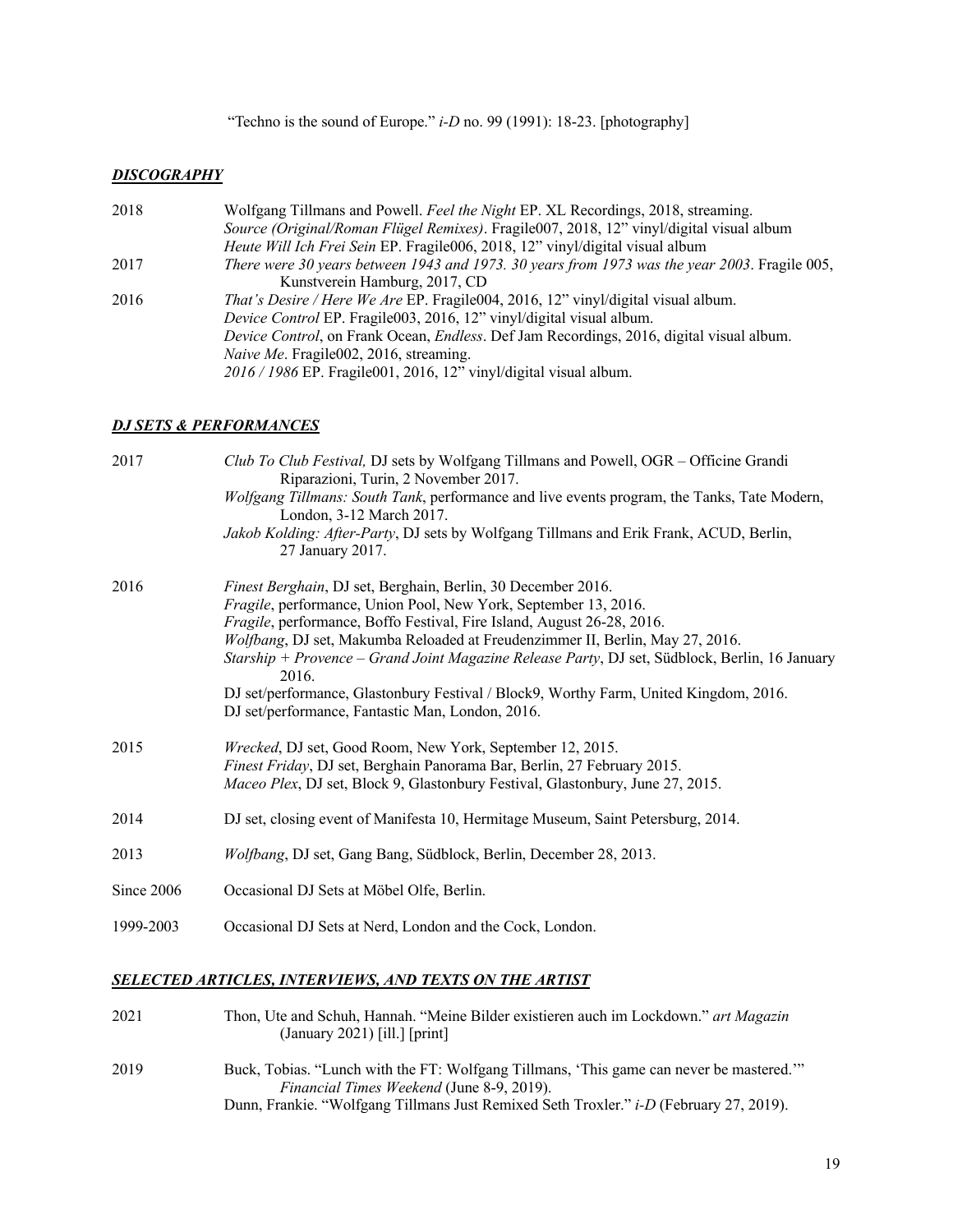"Techno is the sound of Europe." *i-D* no. 99 (1991): 18-23. [photography]

## ***DISCOGRAPHY***

| | |
|---|---|
| 2018 | Wolfgang Tillmans and Powell. *Feel the Night* EP. XL Recordings, 2018, streaming. |
| | *Source (Original/Roman Flügel Remixes)*. Fragile007, 2018, 12" vinyl/digital visual album |
| | *Heute Will Ich Frei Sein* EP. Fragile006, 2018, 12" vinyl/digital visual album |
| 2017 | *There were 30 years between 1943 and 1973. 30 years from 1973 was the year 2003*. Fragile 005, Kunstverein Hamburg, 2017, CD |
| 2016 | *That's Desire / Here We Are* EP. Fragile004, 2016, 12" vinyl/digital visual album. |
| | *Device Control* EP. Fragile003, 2016, 12" vinyl/digital visual album. |
| | *Device Control*, on Frank Ocean, *Endless*. Def Jam Recordings, 2016, digital visual album. |
| | *Naive Me*. Fragile002, 2016, streaming. |
| | *2016 / 1986* EP. Fragile001, 2016, 12" vinyl/digital visual album. |

## ***DJ SETS & PERFORMANCES***

| | |
|---|---|
| 2017 | *Club To Club Festival,* DJ sets by Wolfgang Tillmans and Powell, OGR – Officine Grandi Riparazioni, Turin, 2 November 2017. |
| | *Wolfgang Tillmans: South Tank*, performance and live events program, the Tanks, Tate Modern, London, 3-12 March 2017. |
| | *Jakob Kolding: After-Party*, DJ sets by Wolfgang Tillmans and Erik Frank, ACUD, Berlin, 27 January 2017. |
| 2016 | *Finest Berghain*, DJ set, Berghain, Berlin, 30 December 2016. |
| | *Fragile*, performance, Union Pool, New York, September 13, 2016. |
| | *Fragile*, performance, Boffo Festival, Fire Island, August 26-28, 2016. |
| | *Wolfbang*, DJ set, Makumba Reloaded at Freudenzimmer II, Berlin, May 27, 2016. |
| | *Starship + Provence – Grand Joint Magazine Release Party*, DJ set, Südblock, Berlin, 16 January 2016. |
| | DJ set/performance, Glastonbury Festival / Block9, Worthy Farm, United Kingdom, 2016. |
| | DJ set/performance, Fantastic Man, London, 2016. |
| 2015 | *Wrecked*, DJ set, Good Room, New York, September 12, 2015. |
| | *Finest Friday*, DJ set, Berghain Panorama Bar, Berlin, 27 February 2015. |
| | *Maceo Plex*, DJ set, Block 9, Glastonbury Festival, Glastonbury, June 27, 2015. |
| 2014 | DJ set, closing event of Manifesta 10, Hermitage Museum, Saint Petersburg, 2014. |
| 2013 | *Wolfbang*, DJ set, Gang Bang, Südblock, Berlin, December 28, 2013. |
| Since 2006 | Occasional DJ Sets at Möbel Olfe, Berlin. |
| 1999-2003 | Occasional DJ Sets at Nerd, London and the Cock, London. |

## ***SELECTED ARTICLES, INTERVIEWS, AND TEXTS ON THE ARTIST***

| | |
|---|---|
| 2021 | Thon, Ute and Schuh, Hannah. "Meine Bilder existieren auch im Lockdown." *art Magazin* (January 2021) [ill.] [print] |
| 2019 | Buck, Tobias. "Lunch with the FT: Wolfgang Tillmans, 'This game can never be mastered.'" *Financial Times Weekend* (June 8-9, 2019). |
| | Dunn, Frankie. "Wolfgang Tillmans Just Remixed Seth Troxler." *i-D* (February 27, 2019). |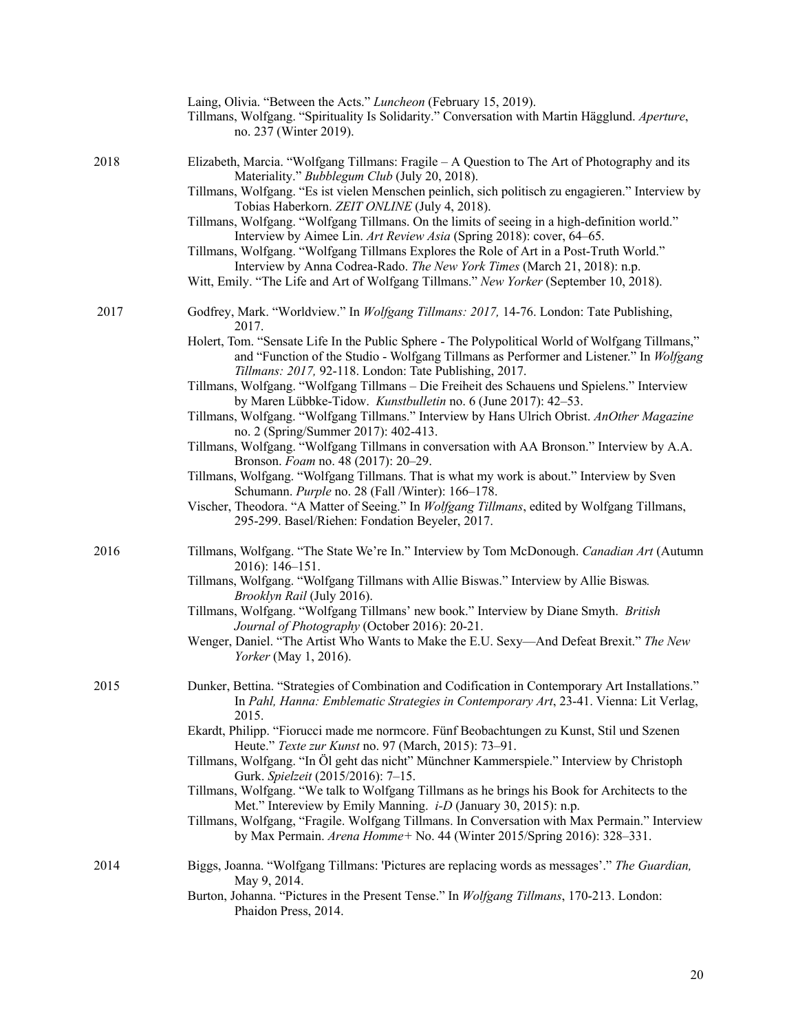Laing, Olivia. “Between the Acts.” *Luncheon* (February 15, 2019).

Tillmans, Wolfgang. “Spirituality Is Solidarity.” Conversation with Martin Hägglund. *Aperture*, no. 237 (Winter 2019).

**2018**

Elizabeth, Marcia. “Wolfgang Tillmans: Fragile – A Question to The Art of Photography and its Materiality.” *Bubblegum Club* (July 20, 2018).

Tillmans, Wolfgang. “Es ist vielen Menschen peinlich, sich politisch zu engagieren.” Interview by Tobias Haberkorn. *ZEIT ONLINE* (July 4, 2018).

Tillmans, Wolfgang. “Wolfgang Tillmans. On the limits of seeing in a high-definition world.” Interview by Aimee Lin. *Art Review Asia* (Spring 2018): cover, 64–65.

Tillmans, Wolfgang. “Wolfgang Tillmans Explores the Role of Art in a Post-Truth World.” Interview by Anna Codrea-Rado. *The New York Times* (March 21, 2018): n.p.

Witt, Emily. “The Life and Art of Wolfgang Tillmans.” *New Yorker* (September 10, 2018).

**2017**

Godfrey, Mark. “Worldview.” In *Wolfgang Tillmans: 2017,* 14-76. London: Tate Publishing, 2017.

Holert, Tom. “Sensate Life In the Public Sphere - The Polypolitical World of Wolfgang Tillmans,” and “Function of the Studio - Wolfgang Tillmans as Performer and Listener.” In *Wolfgang Tillmans: 2017,* 92-118. London: Tate Publishing, 2017.

Tillmans, Wolfgang. “Wolfgang Tillmans – Die Freiheit des Schauens und Spielens.” Interview by Maren Lübbke-Tidow. *Kunstbulletin* no. 6 (June 2017): 42–53.

Tillmans, Wolfgang. “Wolfgang Tillmans.” Interview by Hans Ulrich Obrist. *AnOther Magazine* no. 2 (Spring/Summer 2017): 402-413.

Tillmans, Wolfgang. “Wolfgang Tillmans in conversation with AA Bronson.” Interview by A.A. Bronson. *Foam* no. 48 (2017): 20–29.

Tillmans, Wolfgang. “Wolfgang Tillmans. That is what my work is about.” Interview by Sven Schumann. *Purple* no. 28 (Fall /Winter): 166–178.

Vischer, Theodora. “A Matter of Seeing.” In *Wolfgang Tillmans*, edited by Wolfgang Tillmans, 295-299. Basel/Riehen: Fondation Beyeler, 2017.

**2016**

Tillmans, Wolfgang. “The State We’re In.” Interview by Tom McDonough. *Canadian Art* (Autumn 2016): 146–151.

Tillmans, Wolfgang. “Wolfgang Tillmans with Allie Biswas.” Interview by Allie Biswas. *Brooklyn Rail* (July 2016).

Tillmans, Wolfgang. “Wolfgang Tillmans’ new book.” Interview by Diane Smyth. *British Journal of Photography* (October 2016): 20-21.

Wenger, Daniel. “The Artist Who Wants to Make the E.U. Sexy—And Defeat Brexit.” *The New Yorker* (May 1, 2016).

**2015**

Dunker, Bettina. “Strategies of Combination and Codification in Contemporary Art Installations.” In *Pahl, Hanna: Emblematic Strategies in Contemporary Art*, 23-41. Vienna: Lit Verlag, 2015.

Ekardt, Philipp. “Fiorucci made me normcore. Fünf Beobachtungen zu Kunst, Stil und Szenen Heute.” *Texte zur Kunst* no. 97 (March, 2015): 73–91.

Tillmans, Wolfgang. “In Öl geht das nicht” Münchner Kammerspiele.” Interview by Christoph Gurk. *Spielzeit* (2015/2016): 7–15.

Tillmans, Wolfgang. “We talk to Wolfgang Tillmans as he brings his Book for Architects to the Met.” Intereview by Emily Manning. *i-D* (January 30, 2015): n.p.

Tillmans, Wolfgang, “Fragile. Wolfgang Tillmans. In Conversation with Max Permain.” Interview by Max Permain. *Arena Homme+* No. 44 (Winter 2015/Spring 2016): 328–331.

**2014**

Biggs, Joanna. “Wolfgang Tillmans: 'Pictures are replacing words as messages'.” *The Guardian,* May 9, 2014.

Burton, Johanna. “Pictures in the Present Tense.” In *Wolfgang Tillmans*, 170-213. London: Phaidon Press, 2014.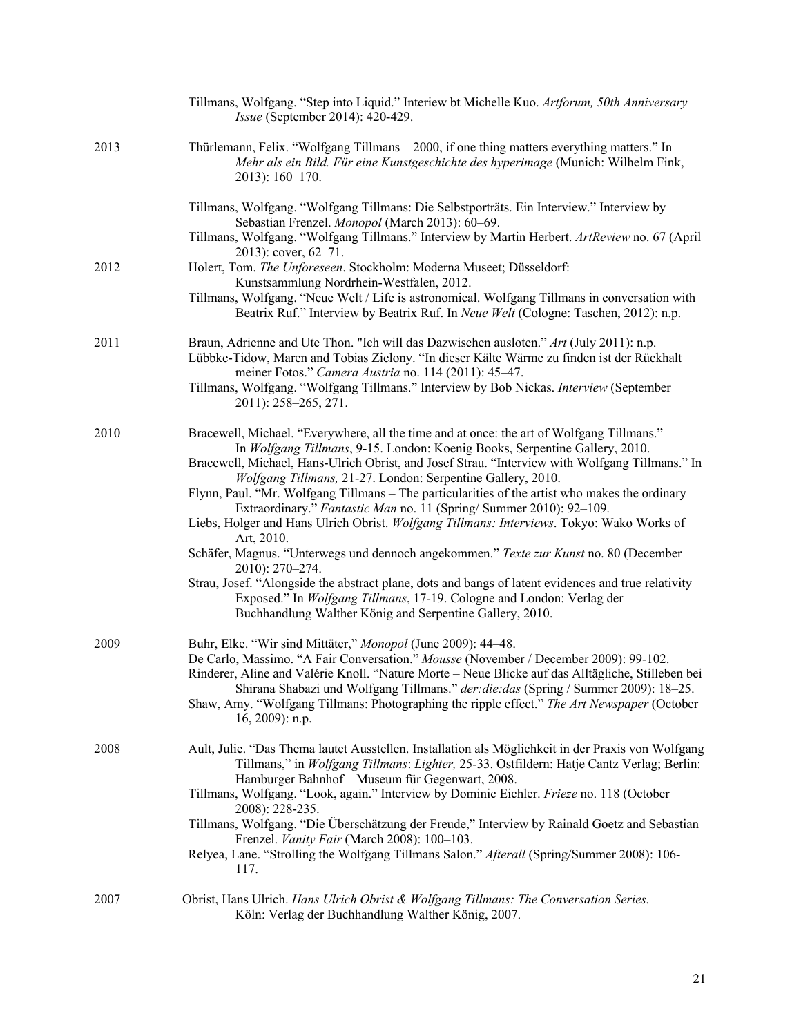Tillmans, Wolfgang. "Step into Liquid." Interiew bt Michelle Kuo. *Artforum, 50th Anniversary Issue* (September 2014): 420-429.

2013

Thürlemann, Felix. "Wolfgang Tillmans – 2000, if one thing matters everything matters." In *Mehr als ein Bild. Für eine Kunstgeschichte des hyperimage* (Munich: Wilhelm Fink, 2013): 160–170.

Tillmans, Wolfgang. "Wolfgang Tillmans: Die Selbstporträts. Ein Interview." Interview by Sebastian Frenzel. *Monopol* (March 2013): 60–69.

Tillmans, Wolfgang. "Wolfgang Tillmans." Interview by Martin Herbert. *ArtReview* no. 67 (April 2013): cover, 62–71.

2012

Holert, Tom. *The Unforeseen*. Stockholm: Moderna Museet; Düsseldorf: Kunstsammlung Nordrhein-Westfalen, 2012.

Tillmans, Wolfgang. "Neue Welt / Life is astronomical. Wolfgang Tillmans in conversation with Beatrix Ruf." Interview by Beatrix Ruf. In *Neue Welt* (Cologne: Taschen, 2012): n.p.

2011

Braun, Adrienne and Ute Thon. "Ich will das Dazwischen ausloten." *Art* (July 2011): n.p.

Lübbke-Tidow, Maren and Tobias Zielony. "In dieser Kälte Wärme zu finden ist der Rückhalt meiner Fotos." *Camera Austria* no. 114 (2011): 45–47.

Tillmans, Wolfgang. "Wolfgang Tillmans." Interview by Bob Nickas. *Interview* (September 2011): 258–265, 271.

2010

Bracewell, Michael. "Everywhere, all the time and at once: the art of Wolfgang Tillmans." In *Wolfgang Tillmans*, 9-15. London: Koenig Books, Serpentine Gallery, 2010.

Bracewell, Michael, Hans-Ulrich Obrist, and Josef Strau. "Interview with Wolfgang Tillmans." In *Wolfgang Tillmans,* 21-27. London: Serpentine Gallery, 2010.

Flynn, Paul. "Mr. Wolfgang Tillmans – The particularities of the artist who makes the ordinary Extraordinary." *Fantastic Man* no. 11 (Spring/ Summer 2010): 92–109.

Liebs, Holger and Hans Ulrich Obrist. *Wolfgang Tillmans: Interviews*. Tokyo: Wako Works of Art, 2010.

Schäfer, Magnus. "Unterwegs und dennoch angekommen." *Texte zur Kunst* no. 80 (December 2010): 270–274.

Strau, Josef. "Alongside the abstract plane, dots and bangs of latent evidences and true relativity Exposed." In *Wolfgang Tillmans*, 17-19. Cologne and London: Verlag der Buchhandlung Walther König and Serpentine Gallery, 2010.

2009

Buhr, Elke. "Wir sind Mittäter," *Monopol* (June 2009): 44–48.

De Carlo, Massimo. "A Fair Conversation." *Mousse* (November / December 2009): 99-102.

Rinderer, Alíne and Valérie Knoll. "Nature Morte – Neue Blicke auf das Alltägliche, Stilleben bei Shirana Shabazi und Wolfgang Tillmans." *der:die:das* (Spring / Summer 2009): 18–25.

Shaw, Amy. "Wolfgang Tillmans: Photographing the ripple effect." *The Art Newspaper* (October 16, 2009): n.p.

2008

Ault, Julie. "Das Thema lautet Ausstellen. Installation als Möglichkeit in der Praxis von Wolfgang Tillmans," in *Wolfgang Tillmans*: *Lighter,* 25-33. Ostfildern: Hatje Cantz Verlag; Berlin: Hamburger Bahnhof—Museum für Gegenwart, 2008.

Tillmans, Wolfgang. "Look, again." Interview by Dominic Eichler. *Frieze* no. 118 (October 2008): 228-235.

Tillmans, Wolfgang. "Die Überschätzung der Freude," Interview by Rainald Goetz and Sebastian Frenzel. *Vanity Fair* (March 2008): 100–103.

Relyea, Lane. "Strolling the Wolfgang Tillmans Salon." *Afterall* (Spring/Summer 2008): 106-117.

2007

Obrist, Hans Ulrich. *Hans Ulrich Obrist & Wolfgang Tillmans: The Conversation Series.* Köln: Verlag der Buchhandlung Walther König, 2007.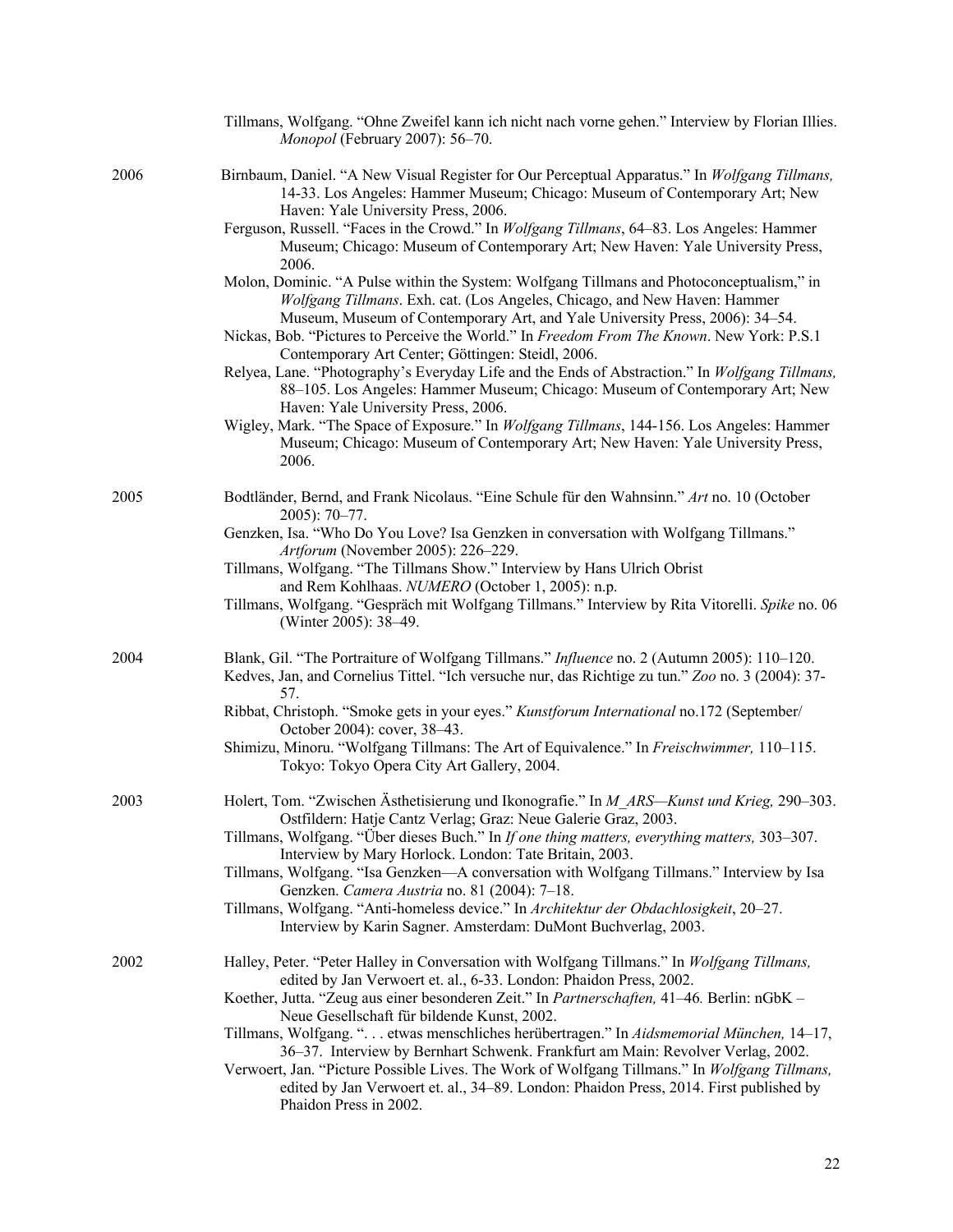Tillmans, Wolfgang. "Ohne Zweifel kann ich nicht nach vorne gehen." Interview by Florian Illies. *Monopol* (February 2007): 56–70.

**2006**

Birnbaum, Daniel. "A New Visual Register for Our Perceptual Apparatus." In *Wolfgang Tillmans,* 14-33. Los Angeles: Hammer Museum; Chicago: Museum of Contemporary Art; New Haven: Yale University Press, 2006.

Ferguson, Russell. "Faces in the Crowd." In *Wolfgang Tillmans*, 64–83. Los Angeles: Hammer Museum; Chicago: Museum of Contemporary Art; New Haven: Yale University Press, 2006.

Molon, Dominic. "A Pulse within the System: Wolfgang Tillmans and Photoconceptualism," in *Wolfgang Tillmans*. Exh. cat. (Los Angeles, Chicago, and New Haven: Hammer Museum, Museum of Contemporary Art, and Yale University Press, 2006): 34–54.

Nickas, Bob. "Pictures to Perceive the World." In *Freedom From The Known*. New York: P.S.1 Contemporary Art Center; Göttingen: Steidl, 2006.

Relyea, Lane. "Photography's Everyday Life and the Ends of Abstraction." In *Wolfgang Tillmans,* 88–105. Los Angeles: Hammer Museum; Chicago: Museum of Contemporary Art; New Haven: Yale University Press, 2006.

Wigley, Mark. "The Space of Exposure." In *Wolfgang Tillmans*, 144-156. Los Angeles: Hammer Museum; Chicago: Museum of Contemporary Art; New Haven: Yale University Press, 2006.

**2005**

Bodtländer, Bernd, and Frank Nicolaus. "Eine Schule für den Wahnsinn." *Art* no. 10 (October 2005): 70–77.

Genzken, Isa. "Who Do You Love? Isa Genzken in conversation with Wolfgang Tillmans." *Artforum* (November 2005): 226–229.

Tillmans, Wolfgang. "The Tillmans Show." Interview by Hans Ulrich Obrist and Rem Kohlhaas. *NUMERO* (October 1, 2005): n.p.

Tillmans, Wolfgang. "Gespräch mit Wolfgang Tillmans." Interview by Rita Vitorelli. *Spike* no. 06 (Winter 2005): 38–49.

**2004**

Blank, Gil. "The Portraiture of Wolfgang Tillmans." *Influence* no. 2 (Autumn 2005): 110–120.

Kedves, Jan, and Cornelius Tittel. "Ich versuche nur, das Richtige zu tun." *Zoo* no. 3 (2004): 37-57.

Ribbat, Christoph. "Smoke gets in your eyes." *Kunstforum International* no.172 (September/ October 2004): cover, 38–43.

Shimizu, Minoru. "Wolfgang Tillmans: The Art of Equivalence." In *Freischwimmer,* 110–115. Tokyo: Tokyo Opera City Art Gallery, 2004.

**2003**

Holert, Tom. "Zwischen Ästhetisierung und Ikonografie." In *M_ARS—Kunst und Krieg,* 290–303. Ostfildern: Hatje Cantz Verlag; Graz: Neue Galerie Graz, 2003.

Tillmans, Wolfgang. "Über dieses Buch." In *If one thing matters, everything matters,* 303–307. Interview by Mary Horlock. London: Tate Britain, 2003.

Tillmans, Wolfgang. "Isa Genzken—A conversation with Wolfgang Tillmans." Interview by Isa Genzken. *Camera Austria* no. 81 (2004): 7–18.

Tillmans, Wolfgang. "Anti-homeless device." In *Architektur der Obdachlosigkeit*, 20–27. Interview by Karin Sagner. Amsterdam: DuMont Buchverlag, 2003.

**2002**

Halley, Peter. "Peter Halley in Conversation with Wolfgang Tillmans." In *Wolfgang Tillmans,* edited by Jan Verwoert et. al., 6-33. London: Phaidon Press, 2002.

Koether, Jutta. "Zeug aus einer besonderen Zeit." In *Partnerschaften,* 41–46*.* Berlin: nGbK – Neue Gesellschaft für bildende Kunst, 2002.

Tillmans, Wolfgang. ". . . etwas menschliches herübertragen." In *Aidsmemorial München,* 14–17, 36–37. Interview by Bernhart Schwenk. Frankfurt am Main: Revolver Verlag, 2002.

Verwoert, Jan. "Picture Possible Lives. The Work of Wolfgang Tillmans." In *Wolfgang Tillmans,* edited by Jan Verwoert et. al., 34–89. London: Phaidon Press, 2014. First published by Phaidon Press in 2002.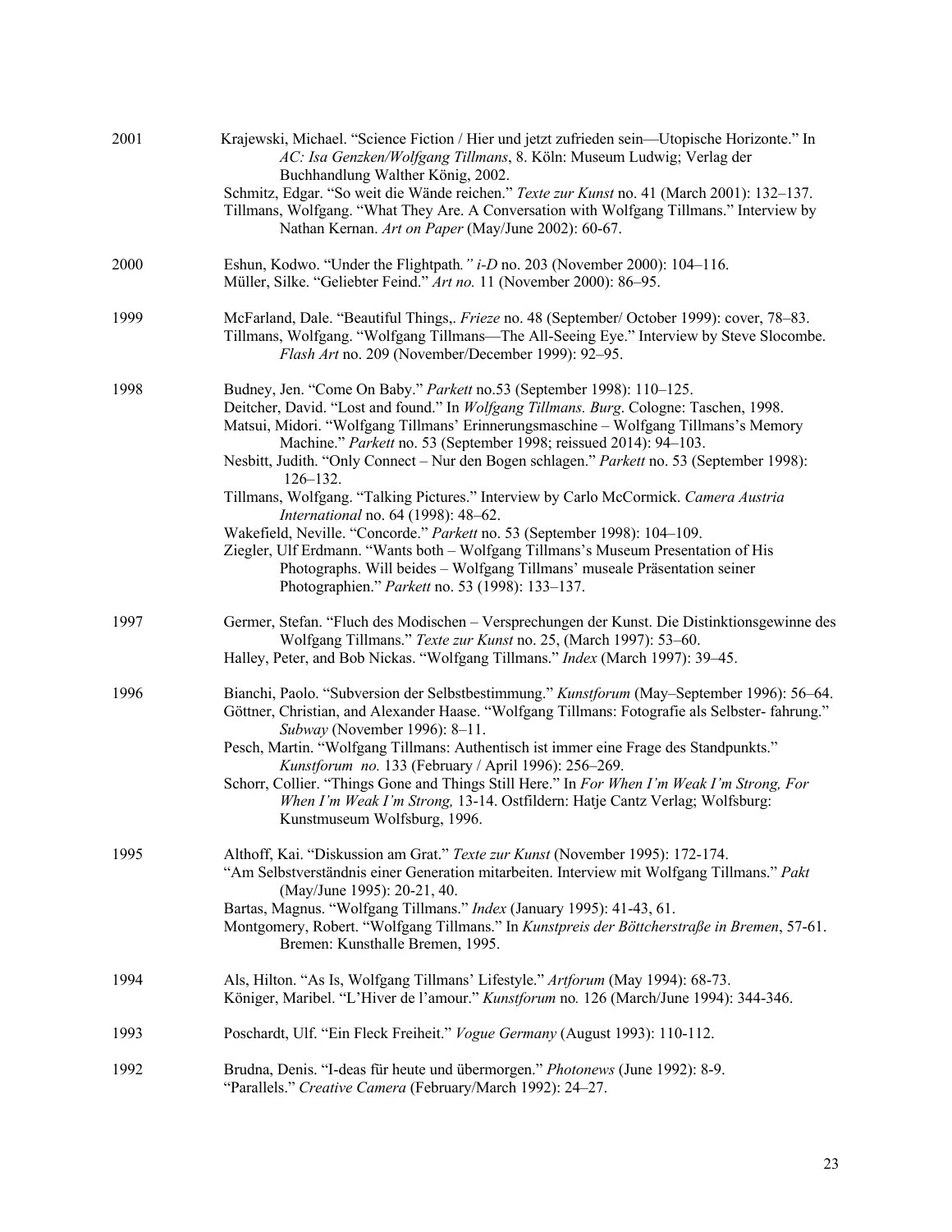2001

Krajewski, Michael. "Science Fiction / Hier und jetzt zufrieden sein—Utopische Horizonte." In *AC: Isa Genzken/Wolfgang Tillmans*, 8. Köln: Museum Ludwig; Verlag der Buchhandlung Walther König, 2002.

Schmitz, Edgar. "So weit die Wände reichen." *Texte zur Kunst* no. 41 (March 2001): 132–137.

Tillmans, Wolfgang. "What They Are. A Conversation with Wolfgang Tillmans." Interview by Nathan Kernan. *Art on Paper* (May/June 2002): 60-67.

2000

Eshun, Kodwo. "Under the Flightpath*." i-D* no. 203 (November 2000): 104–116.

Müller, Silke. "Geliebter Feind." *Art no.* 11 (November 2000): 86–95.

1999

McFarland, Dale. "Beautiful Things,. *Frieze* no. 48 (September/ October 1999): cover, 78–83.

Tillmans, Wolfgang. "Wolfgang Tillmans—The All-Seeing Eye." Interview by Steve Slocombe. *Flash Art* no. 209 (November/December 1999): 92–95.

1998

Budney, Jen. "Come On Baby." *Parkett* no.53 (September 1998): 110–125.

Deitcher, David. "Lost and found." In *Wolfgang Tillmans. Burg*. Cologne: Taschen, 1998.

Matsui, Midori. "Wolfgang Tillmans' Erinnerungsmaschine – Wolfgang Tillmans's Memory Machine." *Parkett* no. 53 (September 1998; reissued 2014): 94–103.

Nesbitt, Judith. "Only Connect – Nur den Bogen schlagen." *Parkett* no. 53 (September 1998): 126–132.

Tillmans, Wolfgang. "Talking Pictures." Interview by Carlo McCormick. *Camera Austria International* no. 64 (1998): 48–62.

Wakefield, Neville. "Concorde." *Parkett* no. 53 (September 1998): 104–109.

Ziegler, Ulf Erdmann. "Wants both – Wolfgang Tillmans's Museum Presentation of His Photographs. Will beides – Wolfgang Tillmans' museale Präsentation seiner Photographien." *Parkett* no. 53 (1998): 133–137.

1997

Germer, Stefan. "Fluch des Modischen – Versprechungen der Kunst. Die Distinktionsgewinne des Wolfgang Tillmans." *Texte zur Kunst* no. 25, (March 1997): 53–60.

Halley, Peter, and Bob Nickas. "Wolfgang Tillmans." *Index* (March 1997): 39–45.

1996

Bianchi, Paolo. "Subversion der Selbstbestimmung." *Kunstforum* (May–September 1996): 56–64.

Göttner, Christian, and Alexander Haase. "Wolfgang Tillmans: Fotografie als Selbster- fahrung." *Subway* (November 1996): 8–11.

Pesch, Martin. "Wolfgang Tillmans: Authentisch ist immer eine Frage des Standpunkts." *Kunstforum no.* 133 (February / April 1996): 256–269.

Schorr, Collier. "Things Gone and Things Still Here." In *For When I'm Weak I'm Strong, For When I'm Weak I'm Strong,* 13-14. Ostfildern: Hatje Cantz Verlag; Wolfsburg: Kunstmuseum Wolfsburg, 1996.

1995

Althoff, Kai. "Diskussion am Grat." *Texte zur Kunst* (November 1995): 172-174.

"Am Selbstverständnis einer Generation mitarbeiten. Interview mit Wolfgang Tillmans." *Pakt* (May/June 1995): 20-21, 40.

Bartas, Magnus. "Wolfgang Tillmans." *Index* (January 1995): 41-43, 61.

Montgomery, Robert. "Wolfgang Tillmans." In *Kunstpreis der Böttcherstraße in Bremen*, 57-61. Bremen: Kunsthalle Bremen, 1995.

1994

Als, Hilton. "As Is, Wolfgang Tillmans' Lifestyle." *Artforum* (May 1994): 68-73.

Königer, Maribel. "L'Hiver de l'amour." *Kunstforum* no*.* 126 (March/June 1994): 344-346.

1993

Poschardt, Ulf. "Ein Fleck Freiheit." *Vogue Germany* (August 1993): 110-112.

1992

Brudna, Denis. "I-deas für heute und übermorgen." *Photonews* (June 1992): 8-9.

"Parallels." *Creative Camera* (February/March 1992): 24–27.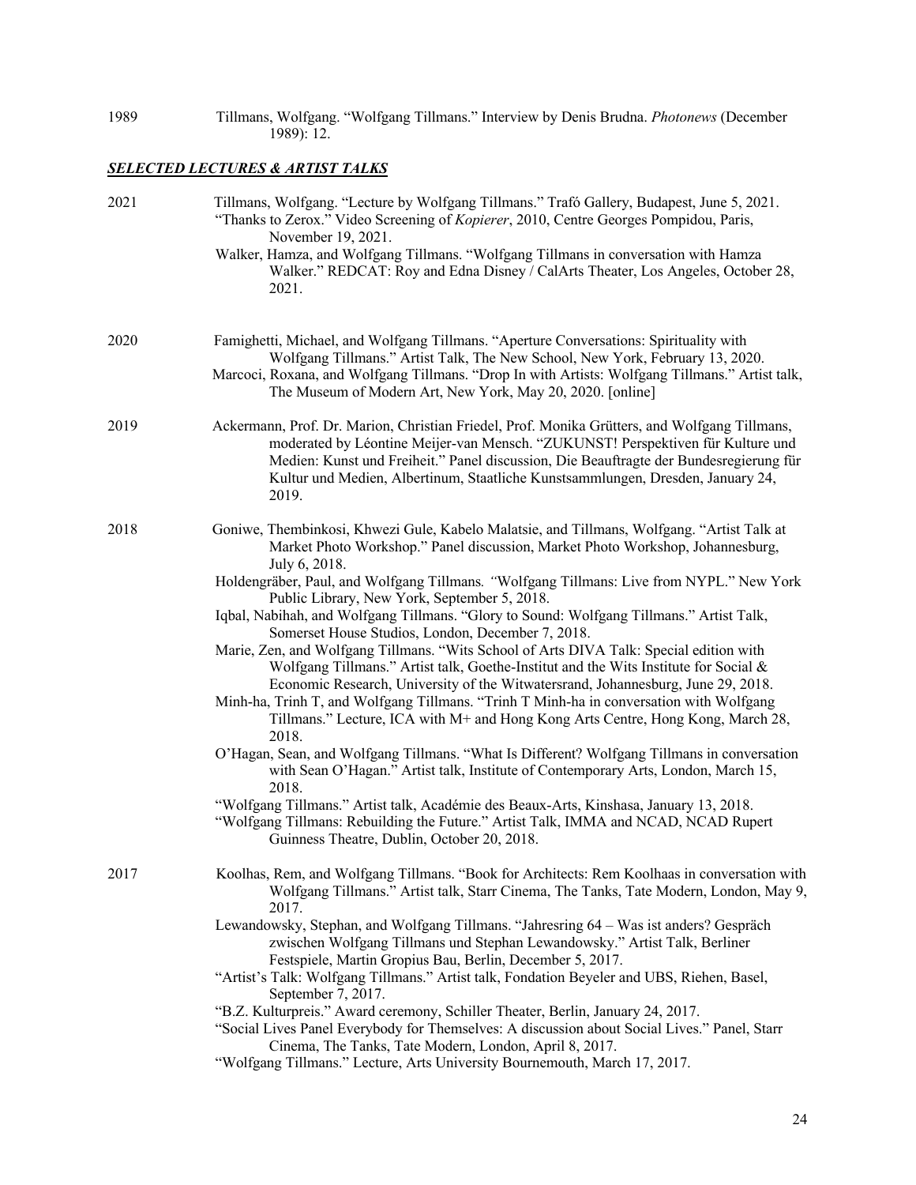1989 Tillmans, Wolfgang. "Wolfgang Tillmans." Interview by Denis Brudna. *Photonews* (December 1989): 12.

## ***SELECTED LECTURES & ARTIST TALKS***

**2021**

Tillmans, Wolfgang. "Lecture by Wolfgang Tillmans." Trafó Gallery, Budapest, June 5, 2021.

"Thanks to Zerox." Video Screening of *Kopierer*, 2010, Centre Georges Pompidou, Paris, November 19, 2021.

Walker, Hamza, and Wolfgang Tillmans. "Wolfgang Tillmans in conversation with Hamza Walker." REDCAT: Roy and Edna Disney / CalArts Theater, Los Angeles, October 28, 2021.

**2020**

Famighetti, Michael, and Wolfgang Tillmans. "Aperture Conversations: Spirituality with Wolfgang Tillmans." Artist Talk, The New School, New York, February 13, 2020.

Marcoci, Roxana, and Wolfgang Tillmans. "Drop In with Artists: Wolfgang Tillmans." Artist talk, The Museum of Modern Art, New York, May 20, 2020. [online]

**2019**

Ackermann, Prof. Dr. Marion, Christian Friedel, Prof. Monika Grütters, and Wolfgang Tillmans, moderated by Léontine Meijer-van Mensch. "ZUKUNST! Perspektiven für Kulture und Medien: Kunst und Freiheit." Panel discussion, Die Beauftragte der Bundesregierung für Kultur und Medien, Albertinum, Staatliche Kunstsammlungen, Dresden, January 24, 2019.

**2018**

Goniwe, Thembinkosi, Khwezi Gule, Kabelo Malatsie, and Tillmans, Wolfgang. "Artist Talk at Market Photo Workshop." Panel discussion, Market Photo Workshop, Johannesburg, July 6, 2018.

Holdengräber, Paul, and Wolfgang Tillmans*. "*Wolfgang Tillmans: Live from NYPL." New York Public Library, New York, September 5, 2018.

Iqbal, Nabihah, and Wolfgang Tillmans. "Glory to Sound: Wolfgang Tillmans." Artist Talk, Somerset House Studios, London, December 7, 2018.

Marie, Zen, and Wolfgang Tillmans. "Wits School of Arts DIVA Talk: Special edition with Wolfgang Tillmans." Artist talk, Goethe-Institut and the Wits Institute for Social & Economic Research, University of the Witwatersrand, Johannesburg, June 29, 2018.

Minh-ha, Trinh T, and Wolfgang Tillmans. "Trinh T Minh-ha in conversation with Wolfgang Tillmans." Lecture, ICA with M+ and Hong Kong Arts Centre, Hong Kong, March 28, 2018.

O'Hagan, Sean, and Wolfgang Tillmans. "What Is Different? Wolfgang Tillmans in conversation with Sean O'Hagan." Artist talk, Institute of Contemporary Arts, London, March 15, 2018.

"Wolfgang Tillmans." Artist talk, Académie des Beaux-Arts, Kinshasa, January 13, 2018.

"Wolfgang Tillmans: Rebuilding the Future." Artist Talk, IMMA and NCAD, NCAD Rupert Guinness Theatre, Dublin, October 20, 2018.

**2017**

Koolhas, Rem, and Wolfgang Tillmans. "Book for Architects: Rem Koolhaas in conversation with Wolfgang Tillmans." Artist talk, Starr Cinema, The Tanks, Tate Modern, London, May 9, 2017.

Lewandowsky, Stephan, and Wolfgang Tillmans. "Jahresring 64 – Was ist anders? Gespräch zwischen Wolfgang Tillmans und Stephan Lewandowsky." Artist Talk, Berliner Festspiele, Martin Gropius Bau, Berlin, December 5, 2017.

"Artist's Talk: Wolfgang Tillmans." Artist talk, Fondation Beyeler and UBS, Riehen, Basel, September 7, 2017.

"B.Z. Kulturpreis." Award ceremony, Schiller Theater, Berlin, January 24, 2017.

"Social Lives Panel Everybody for Themselves: A discussion about Social Lives." Panel, Starr Cinema, The Tanks, Tate Modern, London, April 8, 2017.

"Wolfgang Tillmans." Lecture, Arts University Bournemouth, March 17, 2017.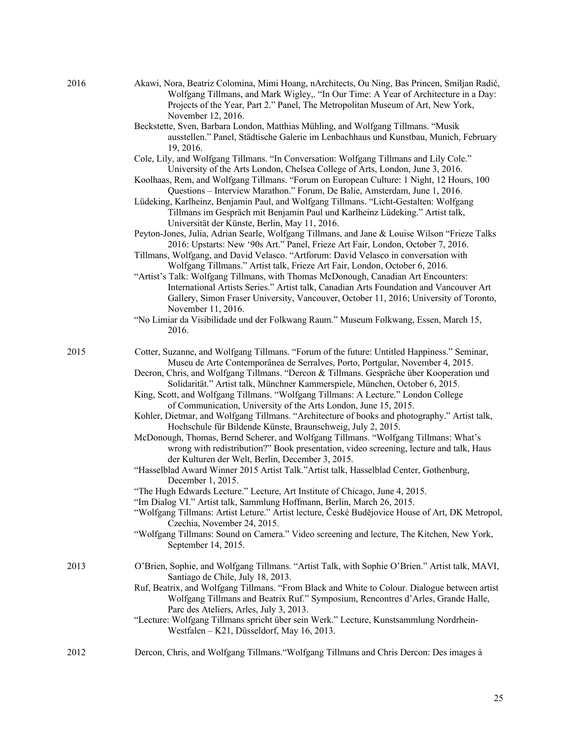2016

Akawi, Nora, Beatriz Colomina, Mimi Hoang, nArchitects, Ou Ning, Bas Princen, Smiljan Radić, Wolfgang Tillmans, and Mark Wigley,. "In Our Time: A Year of Architecture in a Day: Projects of the Year, Part 2." Panel, The Metropolitan Museum of Art, New York, November 12, 2016.

Beckstette, Sven, Barbara London, Matthias Mühling, and Wolfgang Tillmans. "Musik ausstellen." Panel, Städtische Galerie im Lenbachhaus und Kunstbau, Munich, February 19, 2016.

Cole, Lily, and Wolfgang Tillmans. "In Conversation: Wolfgang Tillmans and Lily Cole." University of the Arts London, Chelsea College of Arts, London, June 3, 2016.

Koolhaas, Rem, and Wolfgang Tillmans. "Forum on European Culture: 1 Night, 12 Hours, 100 Questions – Interview Marathon." Forum, De Balie, Amsterdam, June 1, 2016.

Lüdeking, Karlheinz, Benjamin Paul, and Wolfgang Tillmans. "Licht-Gestalten: Wolfgang Tillmans im Gespräch mit Benjamin Paul und Karlheinz Lüdeking." Artist talk, Universität der Künste, Berlin, May 11, 2016.

Peyton-Jones, Julia, Adrian Searle, Wolfgang Tillmans, and Jane & Louise Wilson "Frieze Talks 2016: Upstarts: New '90s Art." Panel, Frieze Art Fair, London, October 7, 2016.

Tillmans, Wolfgang, and David Velasco. "Artforum: David Velasco in conversation with Wolfgang Tillmans." Artist talk, Frieze Art Fair, London, October 6, 2016.

"Artist's Talk: Wolfgang Tillmans, with Thomas McDonough, Canadian Art Encounters: International Artists Series." Artist talk, Canadian Arts Foundation and Vancouver Art Gallery, Simon Fraser University, Vancouver, October 11, 2016; University of Toronto, November 11, 2016.

"No Limiar da Visibilidade und der Folkwang Raum." Museum Folkwang, Essen, March 15, 2016.

2015

Cotter, Suzanne, and Wolfgang Tillmans. "Forum of the future: Untitled Happiness." Seminar, Museu de Arte Contemporânea de Serralves, Porto, Portgular, November 4, 2015.

Decron, Chris, and Wolfgang Tillmans. "Dercon & Tillmans. Gespräche über Kooperation und Solidarität." Artist talk, Münchner Kammerspiele, München, October 6, 2015.

King, Scott, and Wolfgang Tillmans. "Wolfgang Tillmans: A Lecture." London College of Communication, University of the Arts London, June 15, 2015.

Kohler, Dietmar, and Wolfgang Tillmans. "Architecture of books and photography." Artist talk, Hochschule für Bildende Künste, Braunschweig, July 2, 2015.

McDonough, Thomas, Bernd Scherer, and Wolfgang Tillmans. "Wolfgang Tillmans: What's wrong with redistribution?" Book presentation, video screening, lecture and talk, Haus der Kulturen der Welt, Berlin, December 3, 2015.

"Hasselblad Award Winner 2015 Artist Talk."Artist talk, Hasselblad Center, Gothenburg, December 1, 2015.

"The Hugh Edwards Lecture." Lecture, Art Institute of Chicago, June 4, 2015.

"Im Dialog VI." Artist talk, Sammlung Hoffmann, Berlin, March 26, 2015.

"Wolfgang Tillmans: Artist Leture." Artist lecture, České Budějovice House of Art, DK Metropol, Czechia, November 24, 2015.

"Wolfgang Tillmans: Sound on Camera." Video screening and lecture, The Kitchen, New York, September 14, 2015.

2013

O'Brien, Sophie, and Wolfgang Tillmans. "Artist Talk, with Sophie O'Brien." Artist talk, MAVI, Santiago de Chile, July 18, 2013.

Ruf, Beatrix, and Wolfgang Tillmans. "From Black and White to Colour. Dialogue between artist Wolfgang Tillmans and Beatrix Ruf." Symposium, Rencontres d'Arles, Grande Halle, Parc des Ateliers, Arles, July 3, 2013.

"Lecture: Wolfgang Tillmans spricht über sein Werk." Lecture, Kunstsammlung Nordrhein-Westfalen – K21, Düsseldorf, May 16, 2013.

2012

Dercon, Chris, and Wolfgang Tillmans."Wolfgang Tillmans and Chris Dercon: Des images à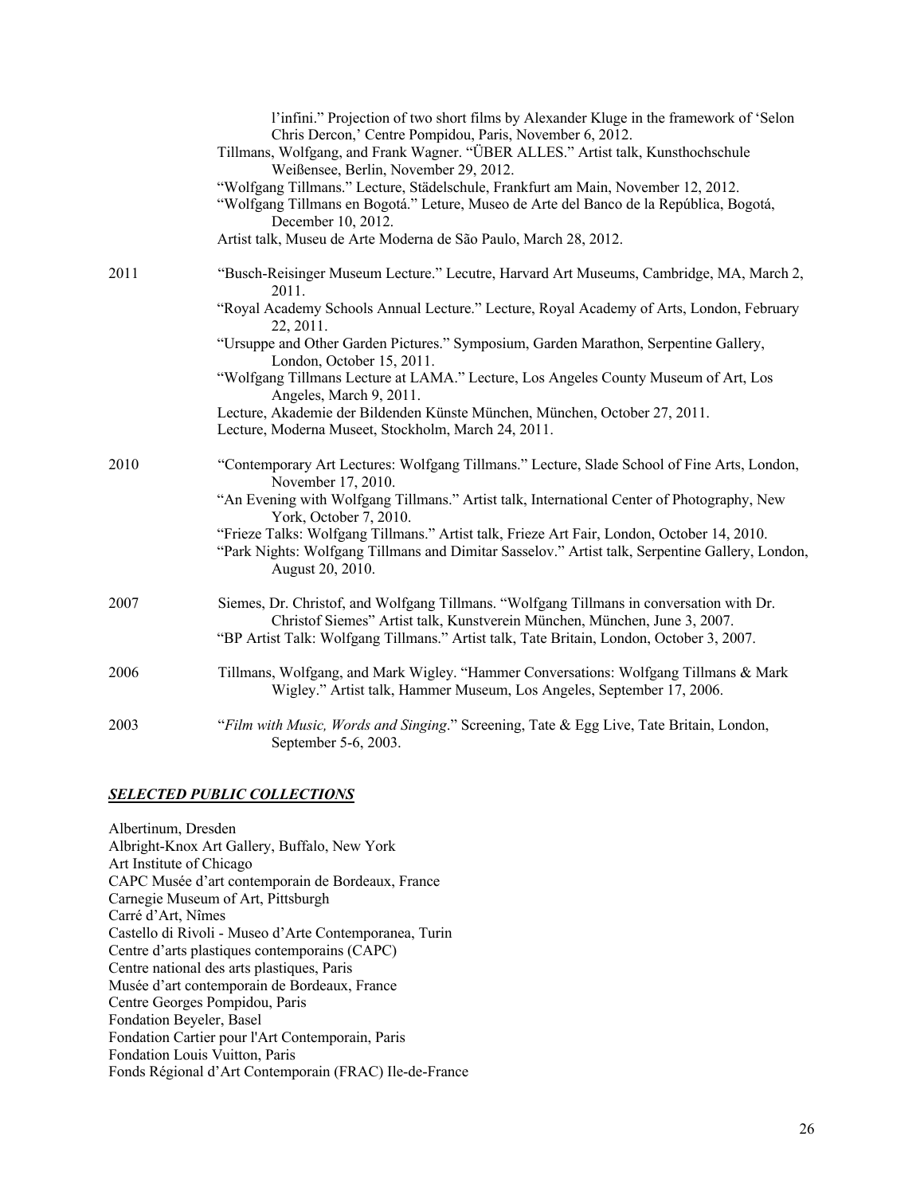l'infini." Projection of two short films by Alexander Kluge in the framework of 'Selon Chris Dercon,' Centre Pompidou, Paris, November 6, 2012.

Tillmans, Wolfgang, and Frank Wagner. "ÜBER ALLES." Artist talk, Kunsthochschule Weißensee, Berlin, November 29, 2012.

"Wolfgang Tillmans." Lecture, Städelschule, Frankfurt am Main, November 12, 2012.

"Wolfgang Tillmans en Bogotá." Leture, Museo de Arte del Banco de la República, Bogotá, December 10, 2012.

Artist talk, Museu de Arte Moderna de São Paulo, March 28, 2012.

2011

"Busch-Reisinger Museum Lecture." Lecutre, Harvard Art Museums, Cambridge, MA, March 2, 2011.

"Royal Academy Schools Annual Lecture." Lecture, Royal Academy of Arts, London, February 22, 2011.

"Ursuppe and Other Garden Pictures." Symposium, Garden Marathon, Serpentine Gallery, London, October 15, 2011.

"Wolfgang Tillmans Lecture at LAMA." Lecture, Los Angeles County Museum of Art, Los Angeles, March 9, 2011.

Lecture, Akademie der Bildenden Künste München, München, October 27, 2011.

Lecture, Moderna Museet, Stockholm, March 24, 2011.

2010

"Contemporary Art Lectures: Wolfgang Tillmans." Lecture, Slade School of Fine Arts, London, November 17, 2010.

"An Evening with Wolfgang Tillmans." Artist talk, International Center of Photography, New York, October 7, 2010.

"Frieze Talks: Wolfgang Tillmans." Artist talk, Frieze Art Fair, London, October 14, 2010.

"Park Nights: Wolfgang Tillmans and Dimitar Sasselov." Artist talk, Serpentine Gallery, London, August 20, 2010.

2007

Siemes, Dr. Christof, and Wolfgang Tillmans. "Wolfgang Tillmans in conversation with Dr. Christof Siemes" Artist talk, Kunstverein München, München, June 3, 2007.

"BP Artist Talk: Wolfgang Tillmans." Artist talk, Tate Britain, London, October 3, 2007.

2006

Tillmans, Wolfgang, and Mark Wigley. "Hammer Conversations: Wolfgang Tillmans & Mark Wigley." Artist talk, Hammer Museum, Los Angeles, September 17, 2006.

2003

"*Film with Music, Words and Singing*." Screening, Tate & Egg Live, Tate Britain, London, September 5-6, 2003.

## ***SELECTED PUBLIC COLLECTIONS***

Albertinum, Dresden
Albright-Knox Art Gallery, Buffalo, New York
Art Institute of Chicago
CAPC Musée d'art contemporain de Bordeaux, France
Carnegie Museum of Art, Pittsburgh
Carré d'Art, Nîmes
Castello di Rivoli - Museo d'Arte Contemporanea, Turin
Centre d'arts plastiques contemporains (CAPC)
Centre national des arts plastiques, Paris
Musée d'art contemporain de Bordeaux, France
Centre Georges Pompidou, Paris
Fondation Beyeler, Basel
Fondation Cartier pour l'Art Contemporain, Paris
Fondation Louis Vuitton, Paris
Fonds Régional d'Art Contemporain (FRAC) Ile-de-France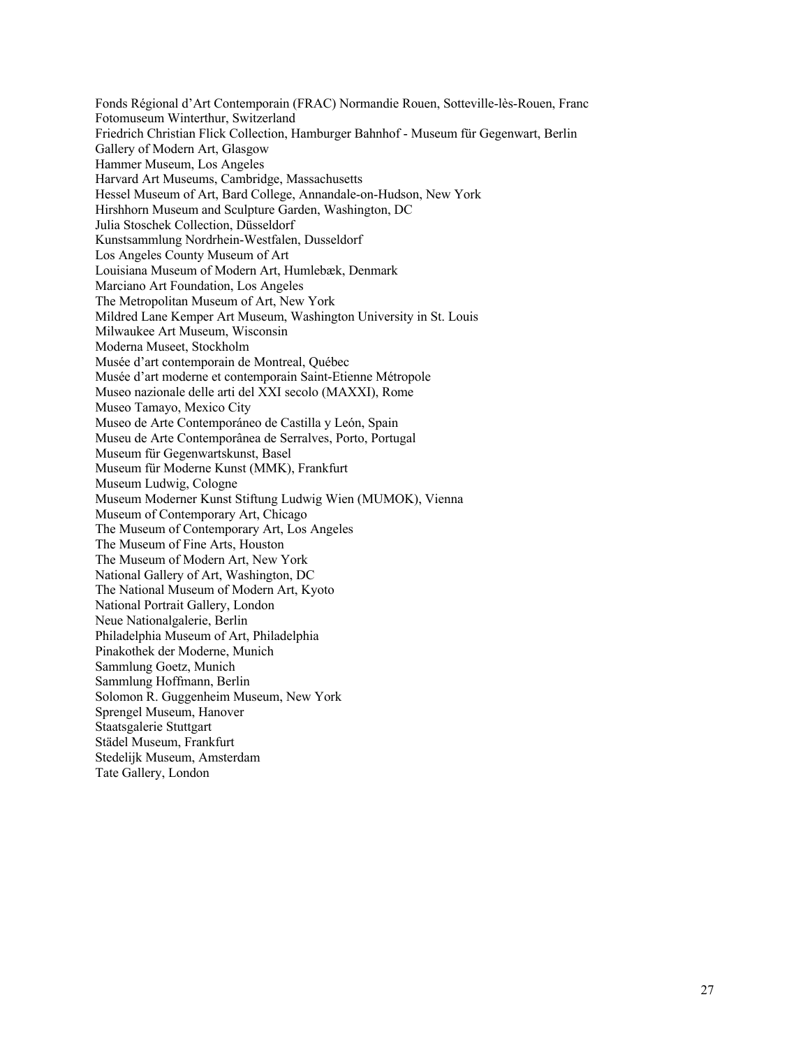Fonds Régional d'Art Contemporain (FRAC) Normandie Rouen, Sotteville-lès-Rouen, Franc
Fotomuseum Winterthur, Switzerland
Friedrich Christian Flick Collection, Hamburger Bahnhof - Museum für Gegenwart, Berlin
Gallery of Modern Art, Glasgow
Hammer Museum, Los Angeles
Harvard Art Museums, Cambridge, Massachusetts
Hessel Museum of Art, Bard College, Annandale-on-Hudson, New York
Hirshhorn Museum and Sculpture Garden, Washington, DC
Julia Stoschek Collection, Düsseldorf
Kunstsammlung Nordrhein-Westfalen, Dusseldorf
Los Angeles County Museum of Art
Louisiana Museum of Modern Art, Humlebæk, Denmark
Marciano Art Foundation, Los Angeles
The Metropolitan Museum of Art, New York
Mildred Lane Kemper Art Museum, Washington University in St. Louis
Milwaukee Art Museum, Wisconsin
Moderna Museet, Stockholm
Musée d'art contemporain de Montreal, Québec
Musée d'art moderne et contemporain Saint-Etienne Métropole
Museo nazionale delle arti del XXI secolo (MAXXI), Rome
Museo Tamayo, Mexico City
Museo de Arte Contemporáneo de Castilla y León, Spain
Museu de Arte Contemporânea de Serralves, Porto, Portugal
Museum für Gegenwartskunst, Basel
Museum für Moderne Kunst (MMK), Frankfurt
Museum Ludwig, Cologne
Museum Moderner Kunst Stiftung Ludwig Wien (MUMOK), Vienna
Museum of Contemporary Art, Chicago
The Museum of Contemporary Art, Los Angeles
The Museum of Fine Arts, Houston
The Museum of Modern Art, New York
National Gallery of Art, Washington, DC
The National Museum of Modern Art, Kyoto
National Portrait Gallery, London
Neue Nationalgalerie, Berlin
Philadelphia Museum of Art, Philadelphia
Pinakothek der Moderne, Munich
Sammlung Goetz, Munich
Sammlung Hoffmann, Berlin
Solomon R. Guggenheim Museum, New York
Sprengel Museum, Hanover
Staatsgalerie Stuttgart
Städel Museum, Frankfurt
Stedelijk Museum, Amsterdam
Tate Gallery, London